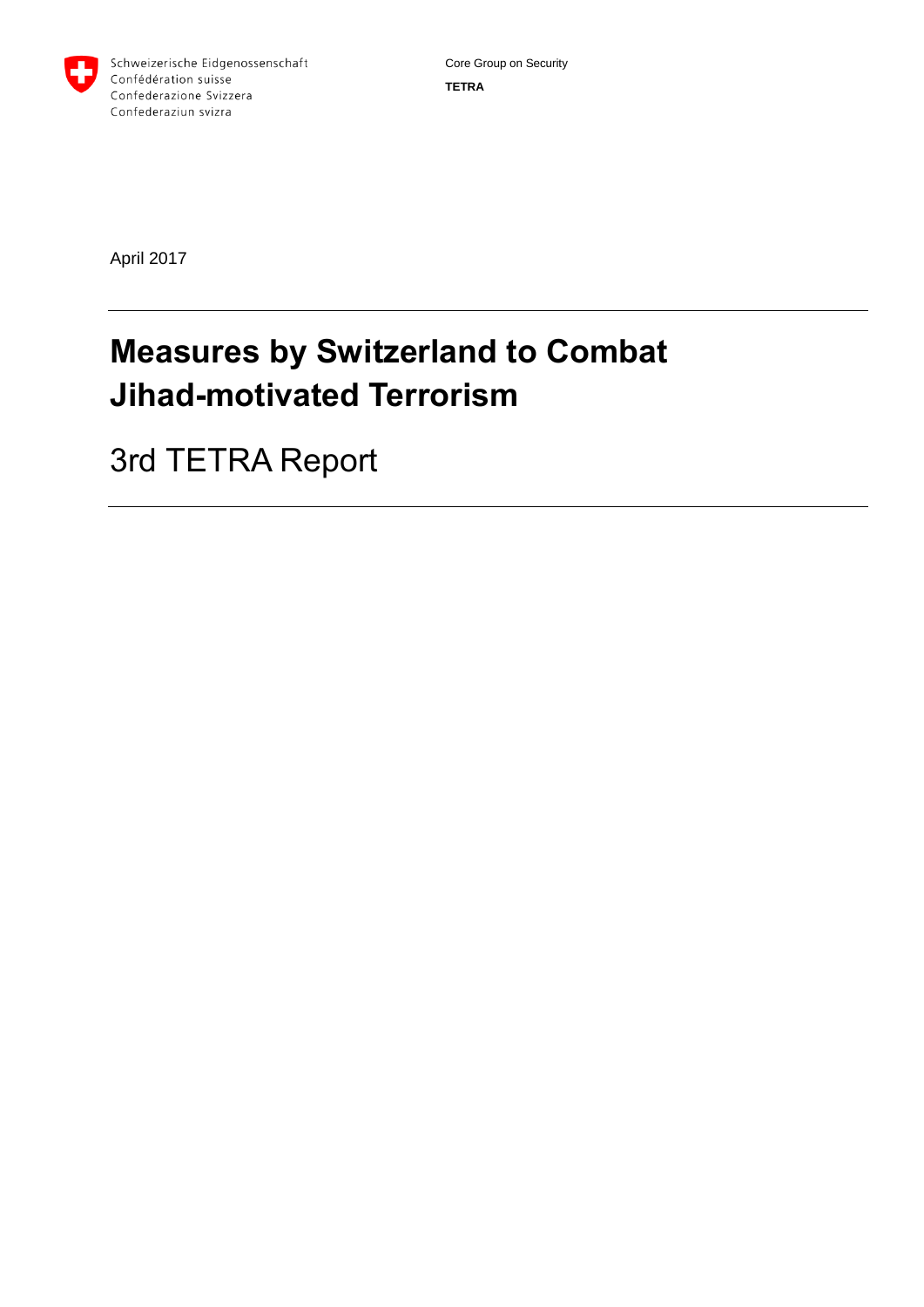Schweizerische Eidgenossenschaft
Confédération suisse
Confederazione Svizzera
Confederaziun svizra

Core Group on Security

**TETRA**

April 2017

# Measures by Switzerland to Combat Jihad-motivated Terrorism

## 3rd TETRA Report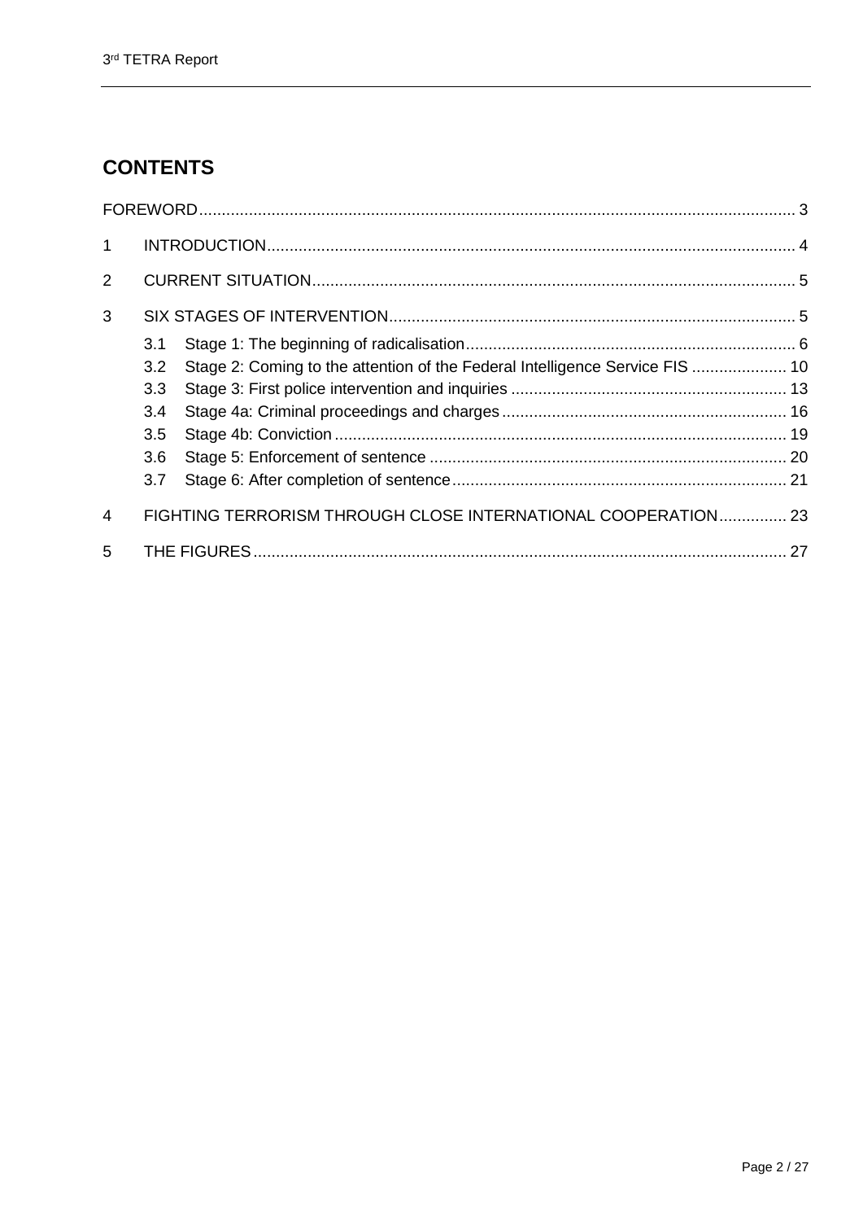# CONTENTS

FOREWORD ........................................................................ 3

1 INTRODUCTION ........................................................................ 4

2 CURRENT SITUATION ........................................................................ 5

3 SIX STAGES OF INTERVENTION ........................................................................ 5

- 3.1 Stage 1: The beginning of radicalisation ........................................................................ 6
- 3.2 Stage 2: Coming to the attention of the Federal Intelligence Service FIS ........................................................................ 10
- 3.3 Stage 3: First police intervention and inquiries ........................................................................ 13
- 3.4 Stage 4a: Criminal proceedings and charges ........................................................................ 16
- 3.5 Stage 4b: Conviction ........................................................................ 19
- 3.6 Stage 5: Enforcement of sentence ........................................................................ 20
- 3.7 Stage 6: After completion of sentence ........................................................................ 21

4 FIGHTING TERRORISM THROUGH CLOSE INTERNATIONAL COOPERATION ........................................................................ 23

5 THE FIGURES ........................................................................ 27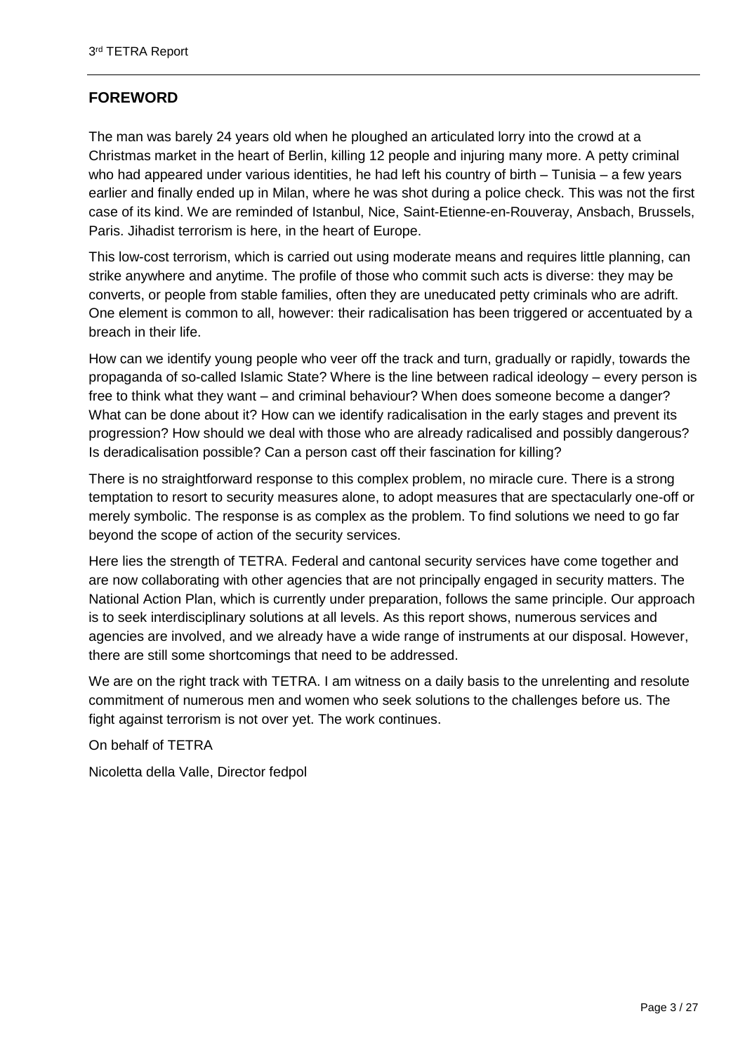## FOREWORD

The man was barely 24 years old when he ploughed an articulated lorry into the crowd at a Christmas market in the heart of Berlin, killing 12 people and injuring many more. A petty criminal who had appeared under various identities, he had left his country of birth – Tunisia – a few years earlier and finally ended up in Milan, where he was shot during a police check. This was not the first case of its kind. We are reminded of Istanbul, Nice, Saint-Etienne-en-Rouveray, Ansbach, Brussels, Paris. Jihadist terrorism is here, in the heart of Europe.

This low-cost terrorism, which is carried out using moderate means and requires little planning, can strike anywhere and anytime. The profile of those who commit such acts is diverse: they may be converts, or people from stable families, often they are uneducated petty criminals who are adrift. One element is common to all, however: their radicalisation has been triggered or accentuated by a breach in their life.

How can we identify young people who veer off the track and turn, gradually or rapidly, towards the propaganda of so-called Islamic State? Where is the line between radical ideology – every person is free to think what they want – and criminal behaviour? When does someone become a danger? What can be done about it? How can we identify radicalisation in the early stages and prevent its progression? How should we deal with those who are already radicalised and possibly dangerous? Is deradicalisation possible? Can a person cast off their fascination for killing?

There is no straightforward response to this complex problem, no miracle cure. There is a strong temptation to resort to security measures alone, to adopt measures that are spectacularly one-off or merely symbolic. The response is as complex as the problem. To find solutions we need to go far beyond the scope of action of the security services.

Here lies the strength of TETRA. Federal and cantonal security services have come together and are now collaborating with other agencies that are not principally engaged in security matters. The National Action Plan, which is currently under preparation, follows the same principle. Our approach is to seek interdisciplinary solutions at all levels. As this report shows, numerous services and agencies are involved, and we already have a wide range of instruments at our disposal. However, there are still some shortcomings that need to be addressed.

We are on the right track with TETRA. I am witness on a daily basis to the unrelenting and resolute commitment of numerous men and women who seek solutions to the challenges before us. The fight against terrorism is not over yet. The work continues.

On behalf of TETRA

Nicoletta della Valle, Director fedpol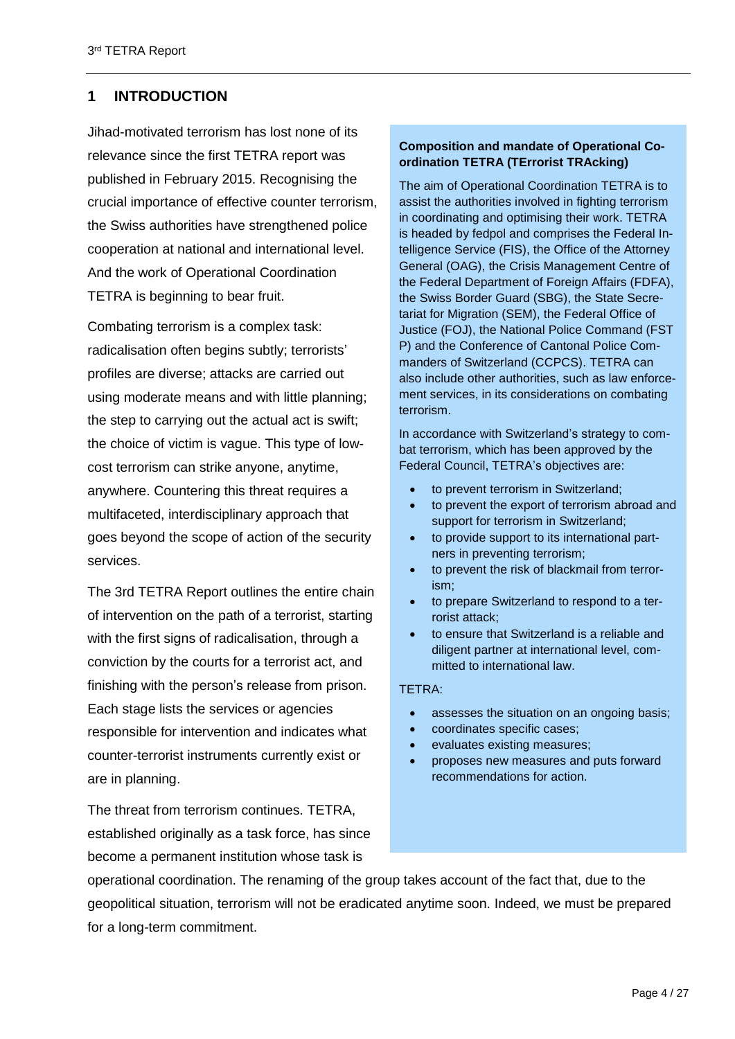# 1 INTRODUCTION

Jihad-motivated terrorism has lost none of its relevance since the first TETRA report was published in February 2015. Recognising the crucial importance of effective counter terrorism, the Swiss authorities have strengthened police cooperation at national and international level. And the work of Operational Coordination TETRA is beginning to bear fruit.

Combating terrorism is a complex task: radicalisation often begins subtly; terrorists' profiles are diverse; attacks are carried out using moderate means and with little planning; the step to carrying out the actual act is swift; the choice of victim is vague. This type of low-cost terrorism can strike anyone, anytime, anywhere. Countering this threat requires a multifaceted, interdisciplinary approach that goes beyond the scope of action of the security services.

The 3rd TETRA Report outlines the entire chain of intervention on the path of a terrorist, starting with the first signs of radicalisation, through a conviction by the courts for a terrorist act, and finishing with the person's release from prison. Each stage lists the services or agencies responsible for intervention and indicates what counter-terrorist instruments currently exist or are in planning.

The threat from terrorism continues. TETRA, established originally as a task force, has since become a permanent institution whose task is operational coordination. The renaming of the group takes account of the fact that, due to the geopolitical situation, terrorism will not be eradicated anytime soon. Indeed, we must be prepared for a long-term commitment.

**Composition and mandate of Operational Coordination TETRA (TErrorist TRAcking)**

The aim of Operational Coordination TETRA is to assist the authorities involved in fighting terrorism in coordinating and optimising their work. TETRA is headed by fedpol and comprises the Federal Intelligence Service (FIS), the Office of the Attorney General (OAG), the Crisis Management Centre of the Federal Department of Foreign Affairs (FDFA), the Swiss Border Guard (SBG), the State Secretariat for Migration (SEM), the Federal Office of Justice (FOJ), the National Police Command (FST P) and the Conference of Cantonal Police Commanders of Switzerland (CCPCS). TETRA can also include other authorities, such as law enforcement services, in its considerations on combating terrorism.

In accordance with Switzerland's strategy to combat terrorism, which has been approved by the Federal Council, TETRA's objectives are:

- to prevent terrorism in Switzerland;
- to prevent the export of terrorism abroad and support for terrorism in Switzerland;
- to provide support to its international partners in preventing terrorism;
- to prevent the risk of blackmail from terrorism;
- to prepare Switzerland to respond to a terrorist attack;
- to ensure that Switzerland is a reliable and diligent partner at international level, committed to international law.

TETRA:

- assesses the situation on an ongoing basis;
- coordinates specific cases;
- evaluates existing measures;
- proposes new measures and puts forward recommendations for action.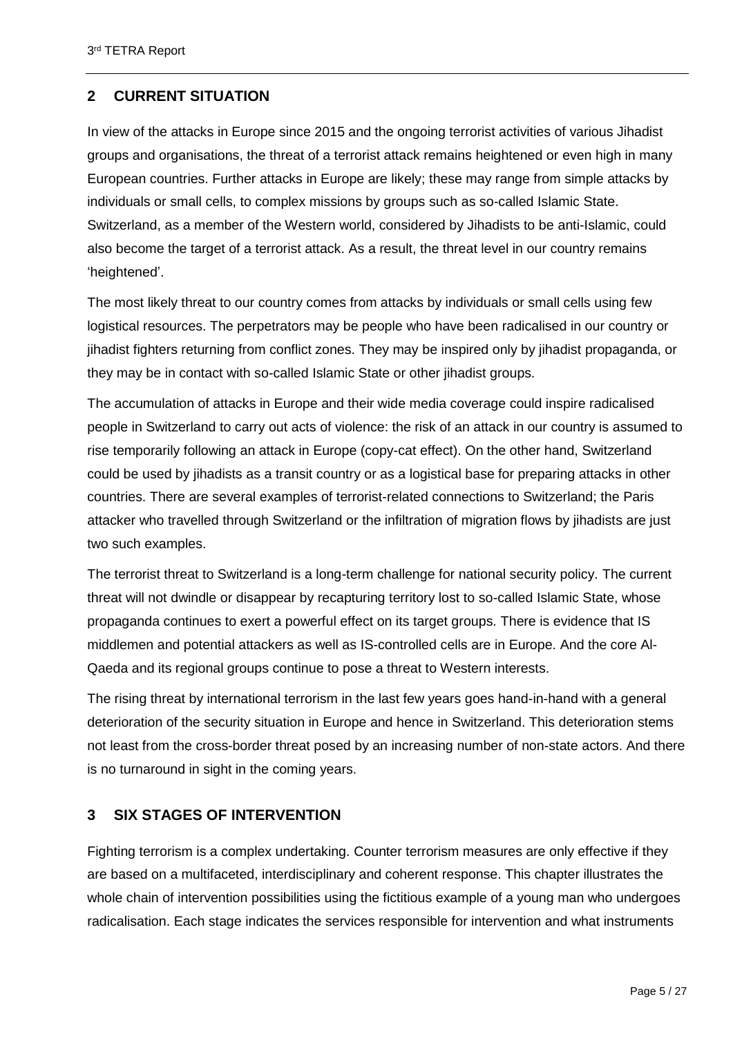## 2 CURRENT SITUATION

In view of the attacks in Europe since 2015 and the ongoing terrorist activities of various Jihadist groups and organisations, the threat of a terrorist attack remains heightened or even high in many European countries. Further attacks in Europe are likely; these may range from simple attacks by individuals or small cells, to complex missions by groups such as so-called Islamic State. Switzerland, as a member of the Western world, considered by Jihadists to be anti-Islamic, could also become the target of a terrorist attack. As a result, the threat level in our country remains 'heightened'.

The most likely threat to our country comes from attacks by individuals or small cells using few logistical resources. The perpetrators may be people who have been radicalised in our country or jihadist fighters returning from conflict zones. They may be inspired only by jihadist propaganda, or they may be in contact with so-called Islamic State or other jihadist groups.

The accumulation of attacks in Europe and their wide media coverage could inspire radicalised people in Switzerland to carry out acts of violence: the risk of an attack in our country is assumed to rise temporarily following an attack in Europe (copy-cat effect). On the other hand, Switzerland could be used by jihadists as a transit country or as a logistical base for preparing attacks in other countries. There are several examples of terrorist-related connections to Switzerland; the Paris attacker who travelled through Switzerland or the infiltration of migration flows by jihadists are just two such examples.

The terrorist threat to Switzerland is a long-term challenge for national security policy. The current threat will not dwindle or disappear by recapturing territory lost to so-called Islamic State, whose propaganda continues to exert a powerful effect on its target groups. There is evidence that IS middlemen and potential attackers as well as IS-controlled cells are in Europe. And the core Al-Qaeda and its regional groups continue to pose a threat to Western interests.

The rising threat by international terrorism in the last few years goes hand-in-hand with a general deterioration of the security situation in Europe and hence in Switzerland. This deterioration stems not least from the cross-border threat posed by an increasing number of non-state actors. And there is no turnaround in sight in the coming years.

## 3 SIX STAGES OF INTERVENTION

Fighting terrorism is a complex undertaking. Counter terrorism measures are only effective if they are based on a multifaceted, interdisciplinary and coherent response. This chapter illustrates the whole chain of intervention possibilities using the fictitious example of a young man who undergoes radicalisation. Each stage indicates the services responsible for intervention and what instruments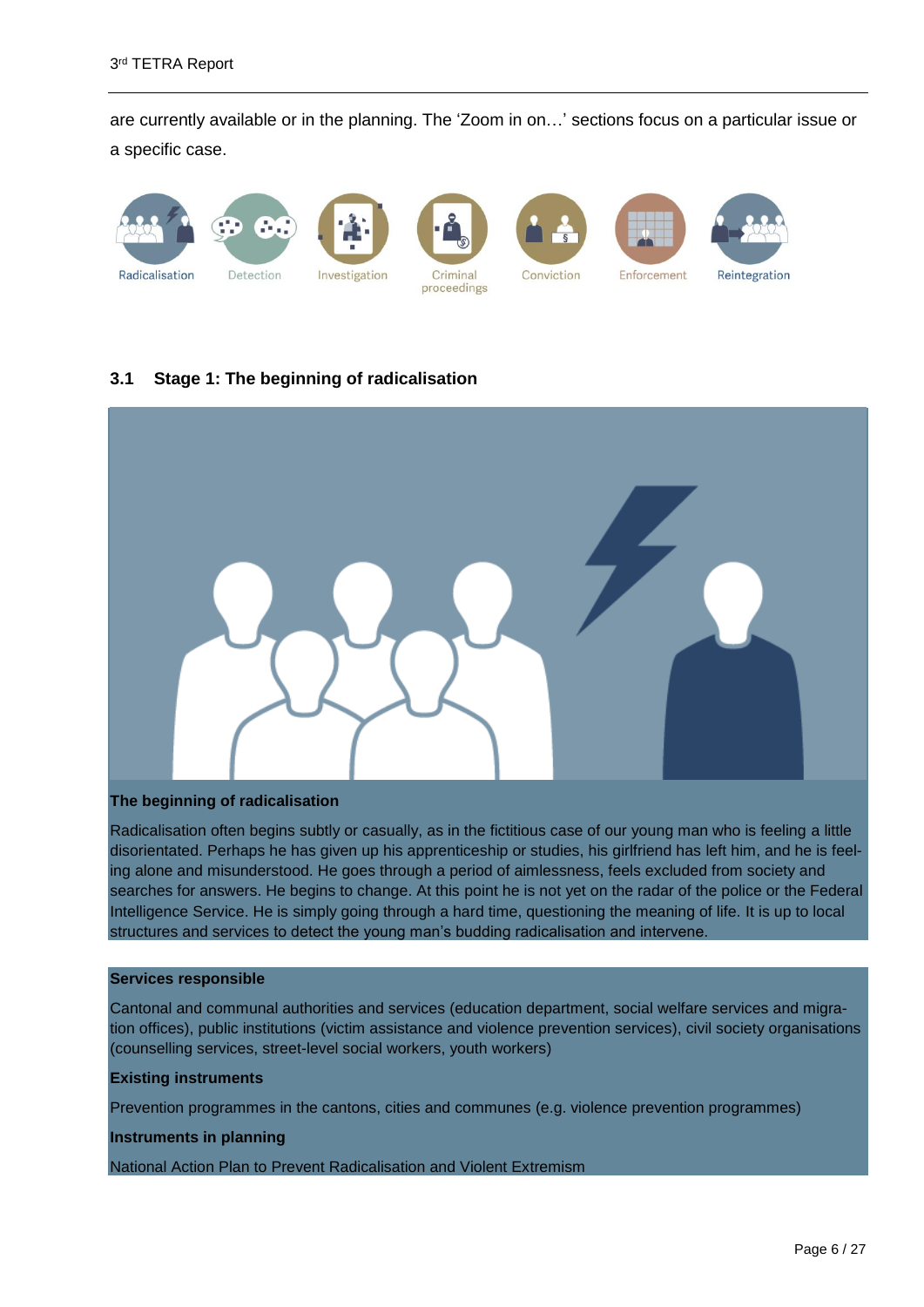are currently available or in the planning. The 'Zoom in on…' sections focus on a particular issue or a specific case.

Radicalisation | Detection | Investigation | Criminal proceedings | Conviction | Enforcement | Reintegration

### 3.1 Stage 1: The beginning of radicalisation

**The beginning of radicalisation**

Radicalisation often begins subtly or casually, as in the fictitious case of our young man who is feeling a little disorientated. Perhaps he has given up his apprenticeship or studies, his girlfriend has left him, and he is feeling alone and misunderstood. He goes through a period of aimlessness, feels excluded from society and searches for answers. He begins to change. At this point he is not yet on the radar of the police or the Federal Intelligence Service. He is simply going through a hard time, questioning the meaning of life. It is up to local structures and services to detect the young man's budding radicalisation and intervene.

**Services responsible**

Cantonal and communal authorities and services (education department, social welfare services and migration offices), public institutions (victim assistance and violence prevention services), civil society organisations (counselling services, street-level social workers, youth workers)

**Existing instruments**

Prevention programmes in the cantons, cities and communes (e.g. violence prevention programmes)

**Instruments in planning**

National Action Plan to Prevent Radicalisation and Violent Extremism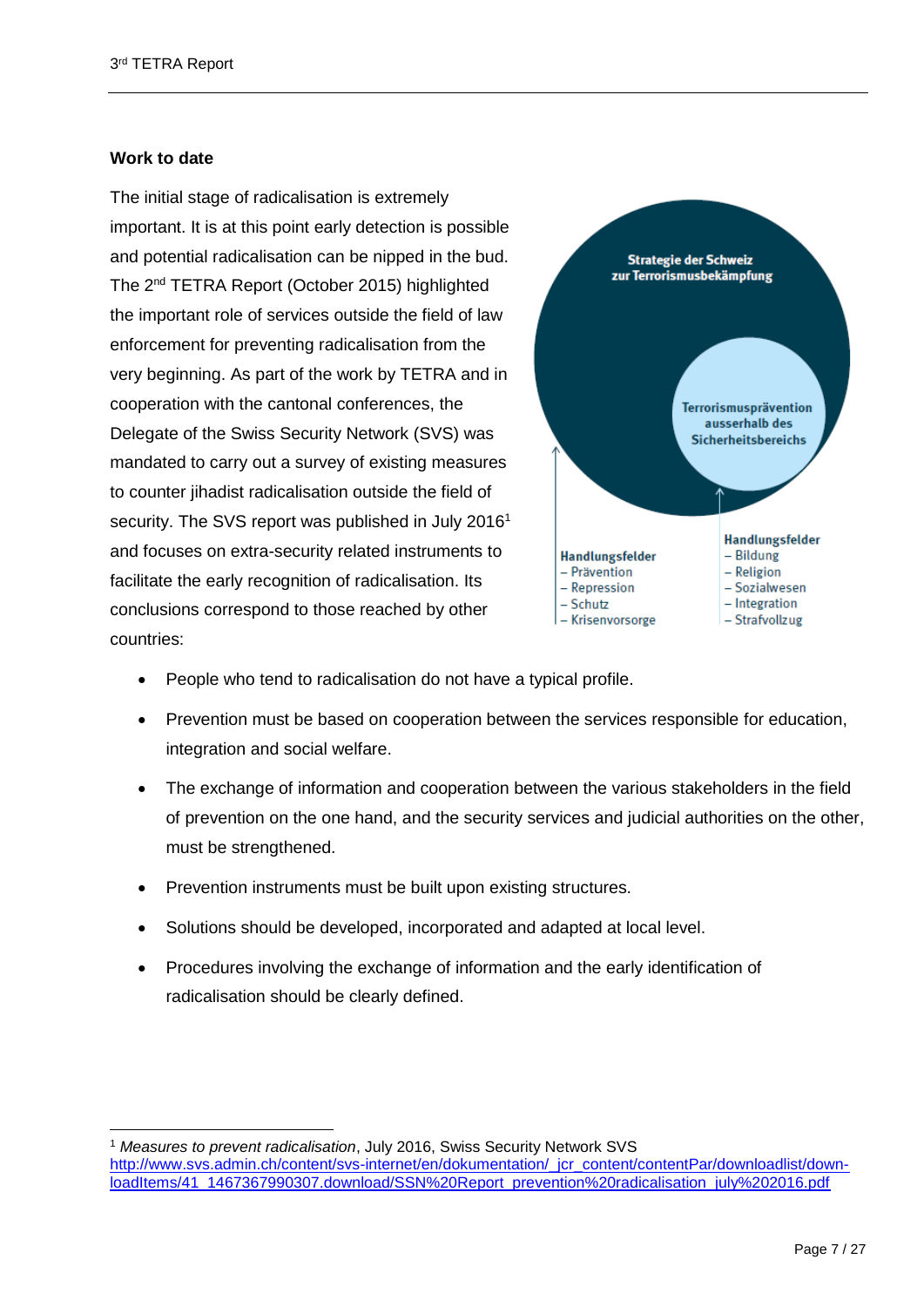### Work to date

The initial stage of radicalisation is extremely important. It is at this point early detection is possible and potential radicalisation can be nipped in the bud. The 2nd TETRA Report (October 2015) highlighted the important role of services outside the field of law enforcement for preventing radicalisation from the very beginning. As part of the work by TETRA and in cooperation with the cantonal conferences, the Delegate of the Swiss Security Network (SVS) was mandated to carry out a survey of existing measures to counter jihadist radicalisation outside the field of security. The SVS report was published in July 2016[1] and focuses on extra-security related instruments to facilitate the early recognition of radicalisation. Its conclusions correspond to those reached by other countries:

**Strategie der Schweiz zur Terrorismusbekämpfung**

**Terrorismusprävention ausserhalb des Sicherheitsbereichs**

**Handlungsfelder**
- Prävention
- Repression
- Schutz
- Krisenvorsorge

**Handlungsfelder**
- Bildung
- Religion
- Sozialwesen
- Integration
- Strafvollzug

- People who tend to radicalisation do not have a typical profile.
- Prevention must be based on cooperation between the services responsible for education, integration and social welfare.
- The exchange of information and cooperation between the various stakeholders in the field of prevention on the one hand, and the security services and judicial authorities on the other, must be strengthened.
- Prevention instruments must be built upon existing structures.
- Solutions should be developed, incorporated and adapted at local level.
- Procedures involving the exchange of information and the early identification of radicalisation should be clearly defined.

---

[1] *Measures to prevent radicalisation*, July 2016, Swiss Security Network SVS
http://www.svs.admin.ch/content/svs-internet/en/dokumentation/_jcr_content/contentPar/downloadlist/downloadItems/41_1467367990307.download/SSN%20Report_prevention%20radicalisation_july%202016.pdf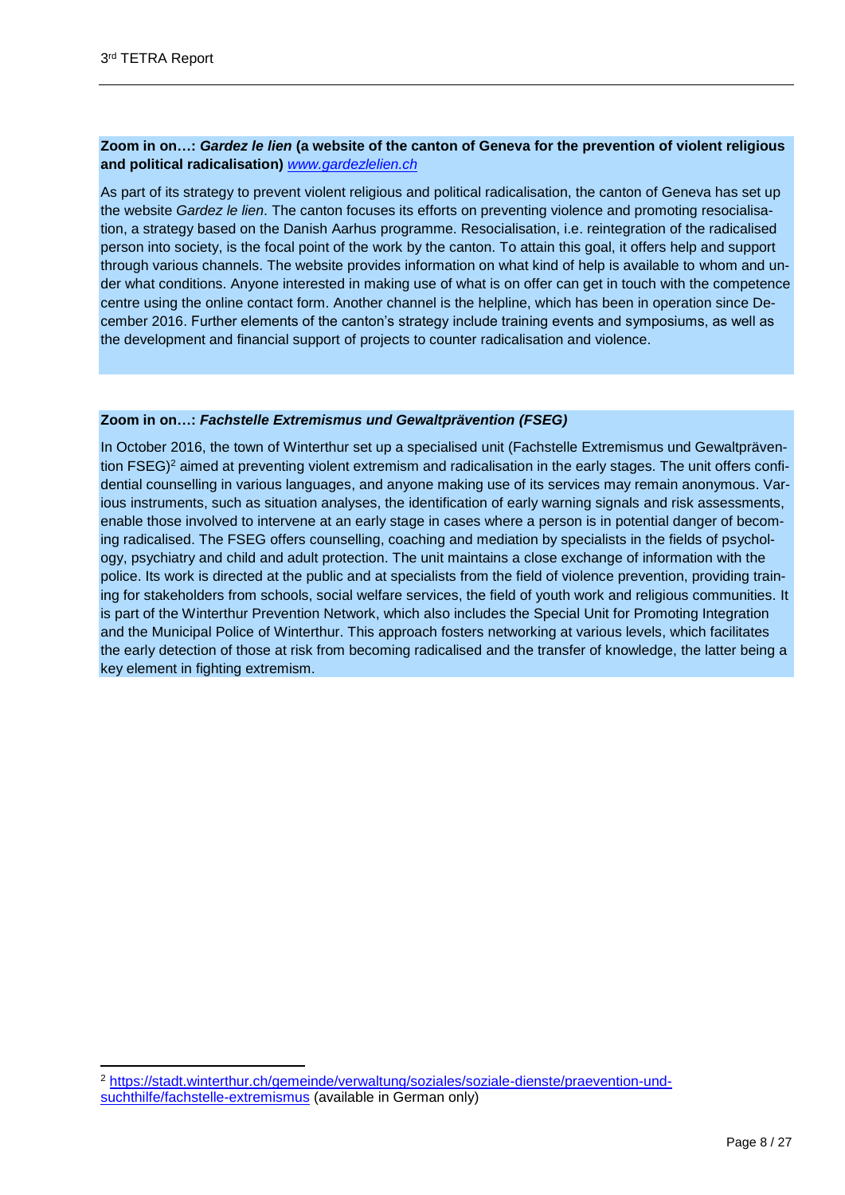**Zoom in on…:** ***Gardez le lien*** **(a website of the canton of Geneva for the prevention of violent religious and political radicalisation)** [*www.gardezlelien.ch*](http://www.gardezlelien.ch)

As part of its strategy to prevent violent religious and political radicalisation, the canton of Geneva has set up the website *Gardez le lien*. The canton focuses its efforts on preventing violence and promoting resocialisation, a strategy based on the Danish Aarhus programme. Resocialisation, i.e. reintegration of the radicalised person into society, is the focal point of the work by the canton. To attain this goal, it offers help and support through various channels. The website provides information on what kind of help is available to whom and under what conditions. Anyone interested in making use of what is on offer can get in touch with the competence centre using the online contact form. Another channel is the helpline, which has been in operation since December 2016. Further elements of the canton's strategy include training events and symposiums, as well as the development and financial support of projects to counter radicalisation and violence.

**Zoom in on…:** ***Fachstelle Extremismus und Gewaltprävention (FSEG)***

In October 2016, the town of Winterthur set up a specialised unit (Fachstelle Extremismus und Gewaltprävention FSEG)[2] aimed at preventing violent extremism and radicalisation in the early stages. The unit offers confidential counselling in various languages, and anyone making use of its services may remain anonymous. Various instruments, such as situation analyses, the identification of early warning signals and risk assessments, enable those involved to intervene at an early stage in cases where a person is in potential danger of becoming radicalised. The FSEG offers counselling, coaching and mediation by specialists in the fields of psychology, psychiatry and child and adult protection. The unit maintains a close exchange of information with the police. Its work is directed at the public and at specialists from the field of violence prevention, providing training for stakeholders from schools, social welfare services, the field of youth work and religious communities. It is part of the Winterthur Prevention Network, which also includes the Special Unit for Promoting Integration and the Municipal Police of Winterthur. This approach fosters networking at various levels, which facilitates the early detection of those at risk from becoming radicalised and the transfer of knowledge, the latter being a key element in fighting extremism.

---

[2] https://stadt.winterthur.ch/gemeinde/verwaltung/soziales/soziale-dienste/praevention-und-suchthilfe/fachstelle-extremismus (available in German only)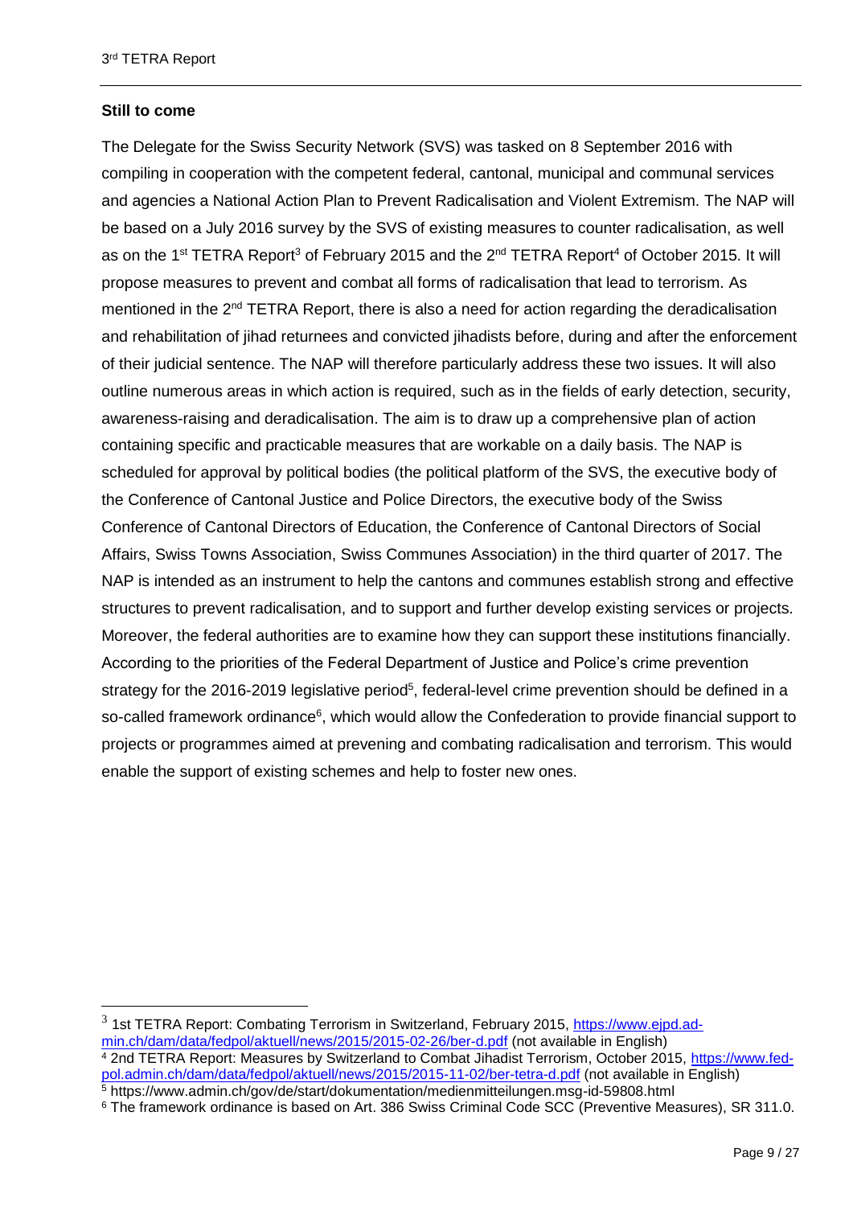### Still to come

The Delegate for the Swiss Security Network (SVS) was tasked on 8 September 2016 with compiling in cooperation with the competent federal, cantonal, municipal and communal services and agencies a National Action Plan to Prevent Radicalisation and Violent Extremism. The NAP will be based on a July 2016 survey by the SVS of existing measures to counter radicalisation, as well as on the 1st TETRA Report[3] of February 2015 and the 2nd TETRA Report[4] of October 2015. It will propose measures to prevent and combat all forms of radicalisation that lead to terrorism. As mentioned in the 2nd TETRA Report, there is also a need for action regarding the deradicalisation and rehabilitation of jihad returnees and convicted jihadists before, during and after the enforcement of their judicial sentence. The NAP will therefore particularly address these two issues. It will also outline numerous areas in which action is required, such as in the fields of early detection, security, awareness-raising and deradicalisation. The aim is to draw up a comprehensive plan of action containing specific and practicable measures that are workable on a daily basis. The NAP is scheduled for approval by political bodies (the political platform of the SVS, the executive body of the Conference of Cantonal Justice and Police Directors, the executive body of the Swiss Conference of Cantonal Directors of Education, the Conference of Cantonal Directors of Social Affairs, Swiss Towns Association, Swiss Communes Association) in the third quarter of 2017. The NAP is intended as an instrument to help the cantons and communes establish strong and effective structures to prevent radicalisation, and to support and further develop existing services or projects. Moreover, the federal authorities are to examine how they can support these institutions financially. According to the priorities of the Federal Department of Justice and Police's crime prevention strategy for the 2016-2019 legislative period[5], federal-level crime prevention should be defined in a so-called framework ordinance[6], which would allow the Confederation to provide financial support to projects or programmes aimed at prevening and combating radicalisation and terrorism. This would enable the support of existing schemes and help to foster new ones.

---

[3] 1st TETRA Report: Combating Terrorism in Switzerland, February 2015, https://www.ejpd.admin.ch/dam/data/fedpol/aktuell/news/2015/2015-02-26/ber-d.pdf (not available in English)

[4] 2nd TETRA Report: Measures by Switzerland to Combat Jihadist Terrorism, October 2015, https://www.fedpol.admin.ch/dam/data/fedpol/aktuell/news/2015/2015-11-02/ber-tetra-d.pdf (not available in English)

[5] https://www.admin.ch/gov/de/start/dokumentation/medienmitteilungen.msg-id-59808.html

[6] The framework ordinance is based on Art. 386 Swiss Criminal Code SCC (Preventive Measures), SR 311.0.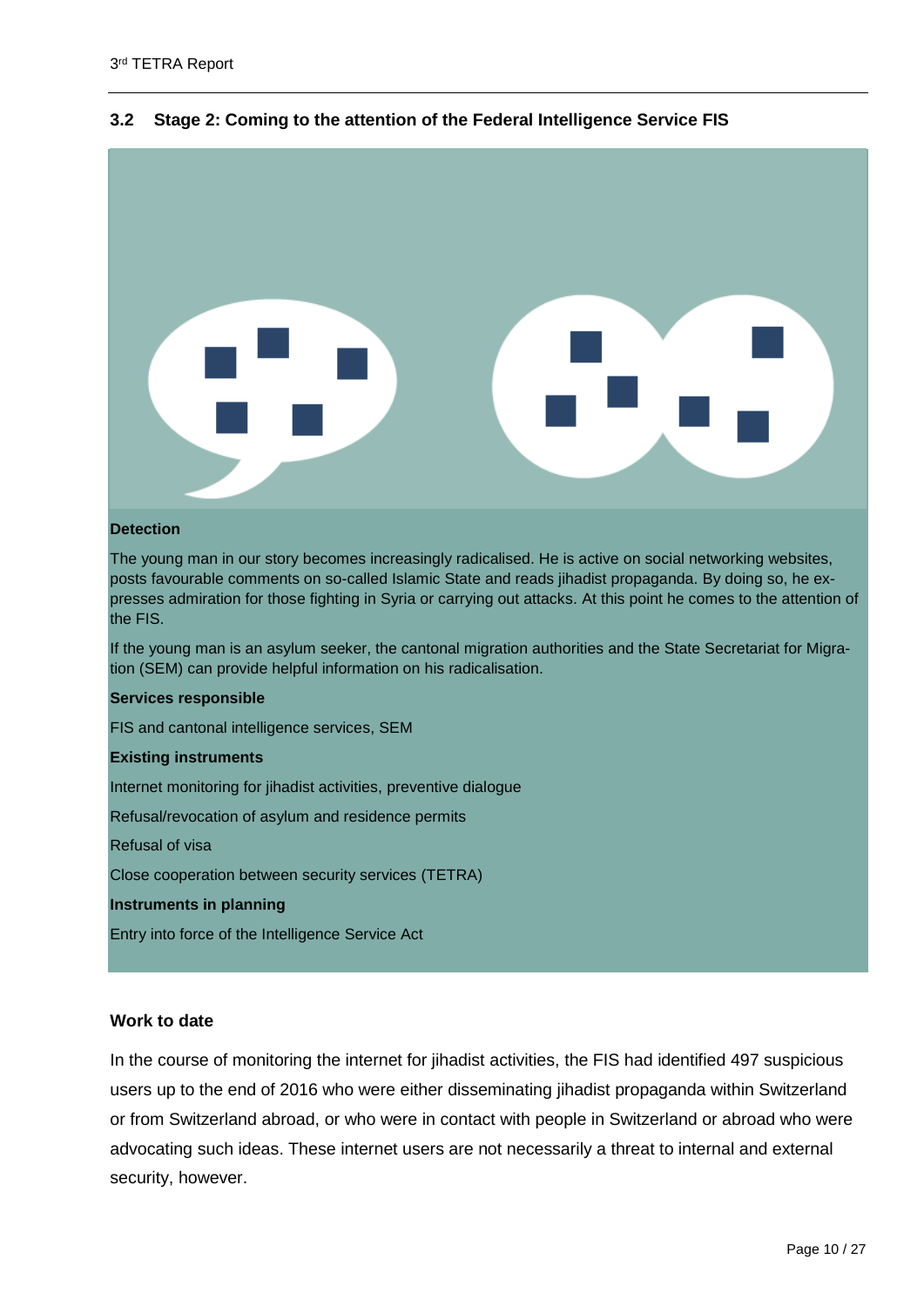## 3.2 Stage 2: Coming to the attention of the Federal Intelligence Service FIS

**Detection**

The young man in our story becomes increasingly radicalised. He is active on social networking websites, posts favourable comments on so-called Islamic State and reads jihadist propaganda. By doing so, he expresses admiration for those fighting in Syria or carrying out attacks. At this point he comes to the attention of the FIS.

If the young man is an asylum seeker, the cantonal migration authorities and the State Secretariat for Migration (SEM) can provide helpful information on his radicalisation.

**Services responsible**

FIS and cantonal intelligence services, SEM

**Existing instruments**

Internet monitoring for jihadist activities, preventive dialogue

Refusal/revocation of asylum and residence permits

Refusal of visa

Close cooperation between security services (TETRA)

**Instruments in planning**

Entry into force of the Intelligence Service Act

### Work to date

In the course of monitoring the internet for jihadist activities, the FIS had identified 497 suspicious users up to the end of 2016 who were either disseminating jihadist propaganda within Switzerland or from Switzerland abroad, or who were in contact with people in Switzerland or abroad who were advocating such ideas. These internet users are not necessarily a threat to internal and external security, however.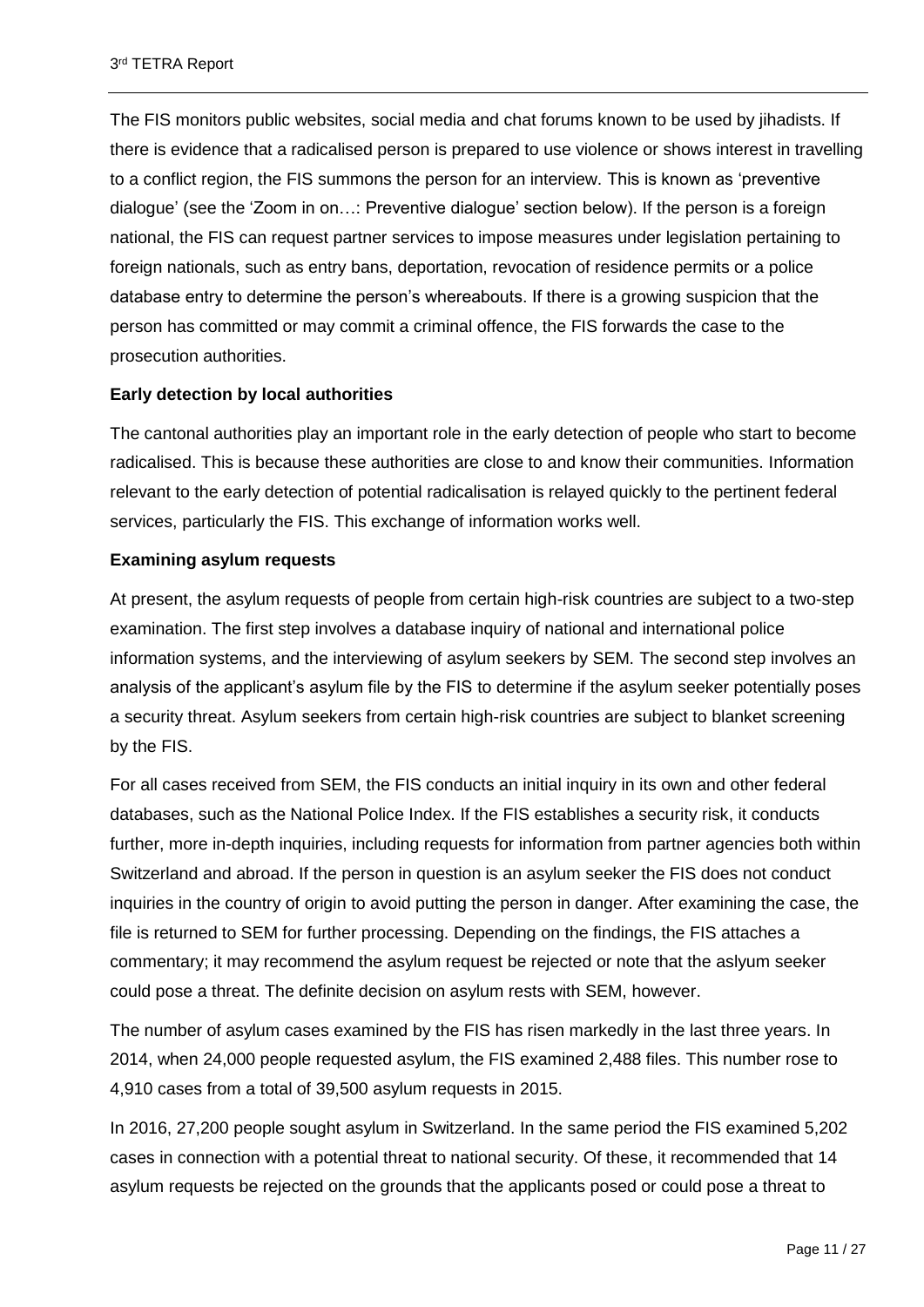The FIS monitors public websites, social media and chat forums known to be used by jihadists. If there is evidence that a radicalised person is prepared to use violence or shows interest in travelling to a conflict region, the FIS summons the person for an interview. This is known as 'preventive dialogue' (see the 'Zoom in on…: Preventive dialogue' section below). If the person is a foreign national, the FIS can request partner services to impose measures under legislation pertaining to foreign nationals, such as entry bans, deportation, revocation of residence permits or a police database entry to determine the person's whereabouts. If there is a growing suspicion that the person has committed or may commit a criminal offence, the FIS forwards the case to the prosecution authorities.

**Early detection by local authorities**

The cantonal authorities play an important role in the early detection of people who start to become radicalised. This is because these authorities are close to and know their communities. Information relevant to the early detection of potential radicalisation is relayed quickly to the pertinent federal services, particularly the FIS. This exchange of information works well.

**Examining asylum requests**

At present, the asylum requests of people from certain high-risk countries are subject to a two-step examination. The first step involves a database inquiry of national and international police information systems, and the interviewing of asylum seekers by SEM. The second step involves an analysis of the applicant's asylum file by the FIS to determine if the asylum seeker potentially poses a security threat. Asylum seekers from certain high-risk countries are subject to blanket screening by the FIS.

For all cases received from SEM, the FIS conducts an initial inquiry in its own and other federal databases, such as the National Police Index. If the FIS establishes a security risk, it conducts further, more in-depth inquiries, including requests for information from partner agencies both within Switzerland and abroad. If the person in question is an asylum seeker the FIS does not conduct inquiries in the country of origin to avoid putting the person in danger. After examining the case, the file is returned to SEM for further processing. Depending on the findings, the FIS attaches a commentary; it may recommend the asylum request be rejected or note that the aslyum seeker could pose a threat. The definite decision on asylum rests with SEM, however.

The number of asylum cases examined by the FIS has risen markedly in the last three years. In 2014, when 24,000 people requested asylum, the FIS examined 2,488 files. This number rose to 4,910 cases from a total of 39,500 asylum requests in 2015.

In 2016, 27,200 people sought asylum in Switzerland. In the same period the FIS examined 5,202 cases in connection with a potential threat to national security. Of these, it recommended that 14 asylum requests be rejected on the grounds that the applicants posed or could pose a threat to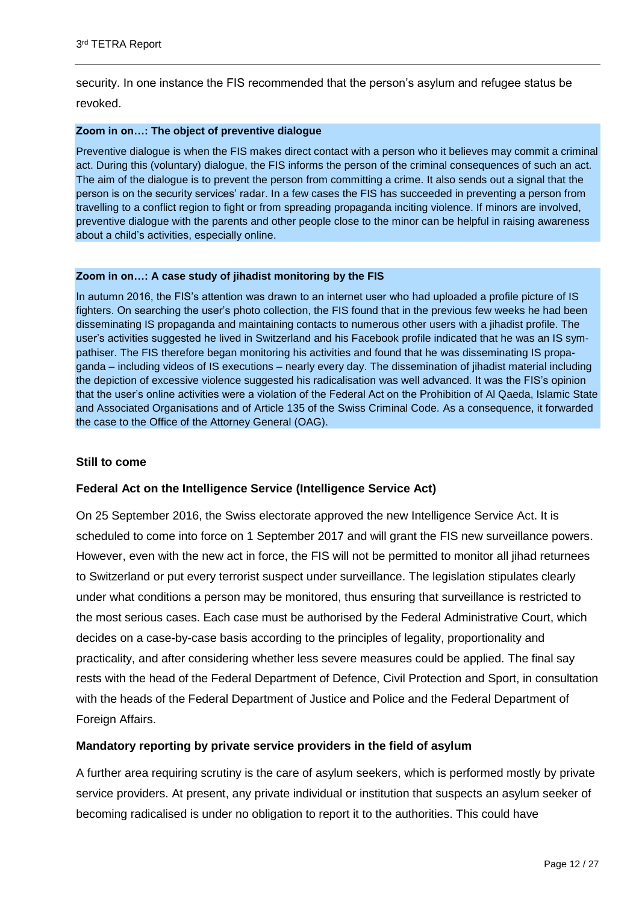security. In one instance the FIS recommended that the person's asylum and refugee status be revoked.

**Zoom in on…: The object of preventive dialogue**

Preventive dialogue is when the FIS makes direct contact with a person who it believes may commit a criminal act. During this (voluntary) dialogue, the FIS informs the person of the criminal consequences of such an act. The aim of the dialogue is to prevent the person from committing a crime. It also sends out a signal that the person is on the security services' radar. In a few cases the FIS has succeeded in preventing a person from travelling to a conflict region to fight or from spreading propaganda inciting violence. If minors are involved, preventive dialogue with the parents and other people close to the minor can be helpful in raising awareness about a child's activities, especially online.

**Zoom in on…: A case study of jihadist monitoring by the FIS**

In autumn 2016, the FIS's attention was drawn to an internet user who had uploaded a profile picture of IS fighters. On searching the user's photo collection, the FIS found that in the previous few weeks he had been disseminating IS propaganda and maintaining contacts to numerous other users with a jihadist profile. The user's activities suggested he lived in Switzerland and his Facebook profile indicated that he was an IS sympathiser. The FIS therefore began monitoring his activities and found that he was disseminating IS propaganda – including videos of IS executions – nearly every day. The dissemination of jihadist material including the depiction of excessive violence suggested his radicalisation was well advanced. It was the FIS's opinion that the user's online activities were a violation of the Federal Act on the Prohibition of Al Qaeda, Islamic State and Associated Organisations and of Article 135 of the Swiss Criminal Code. As a consequence, it forwarded the case to the Office of the Attorney General (OAG).

### Still to come

#### Federal Act on the Intelligence Service (Intelligence Service Act)

On 25 September 2016, the Swiss electorate approved the new Intelligence Service Act. It is scheduled to come into force on 1 September 2017 and will grant the FIS new surveillance powers. However, even with the new act in force, the FIS will not be permitted to monitor all jihad returnees to Switzerland or put every terrorist suspect under surveillance. The legislation stipulates clearly under what conditions a person may be monitored, thus ensuring that surveillance is restricted to the most serious cases. Each case must be authorised by the Federal Administrative Court, which decides on a case-by-case basis according to the principles of legality, proportionality and practicality, and after considering whether less severe measures could be applied. The final say rests with the head of the Federal Department of Defence, Civil Protection and Sport, in consultation with the heads of the Federal Department of Justice and Police and the Federal Department of Foreign Affairs.

#### Mandatory reporting by private service providers in the field of asylum

A further area requiring scrutiny is the care of asylum seekers, which is performed mostly by private service providers. At present, any private individual or institution that suspects an asylum seeker of becoming radicalised is under no obligation to report it to the authorities. This could have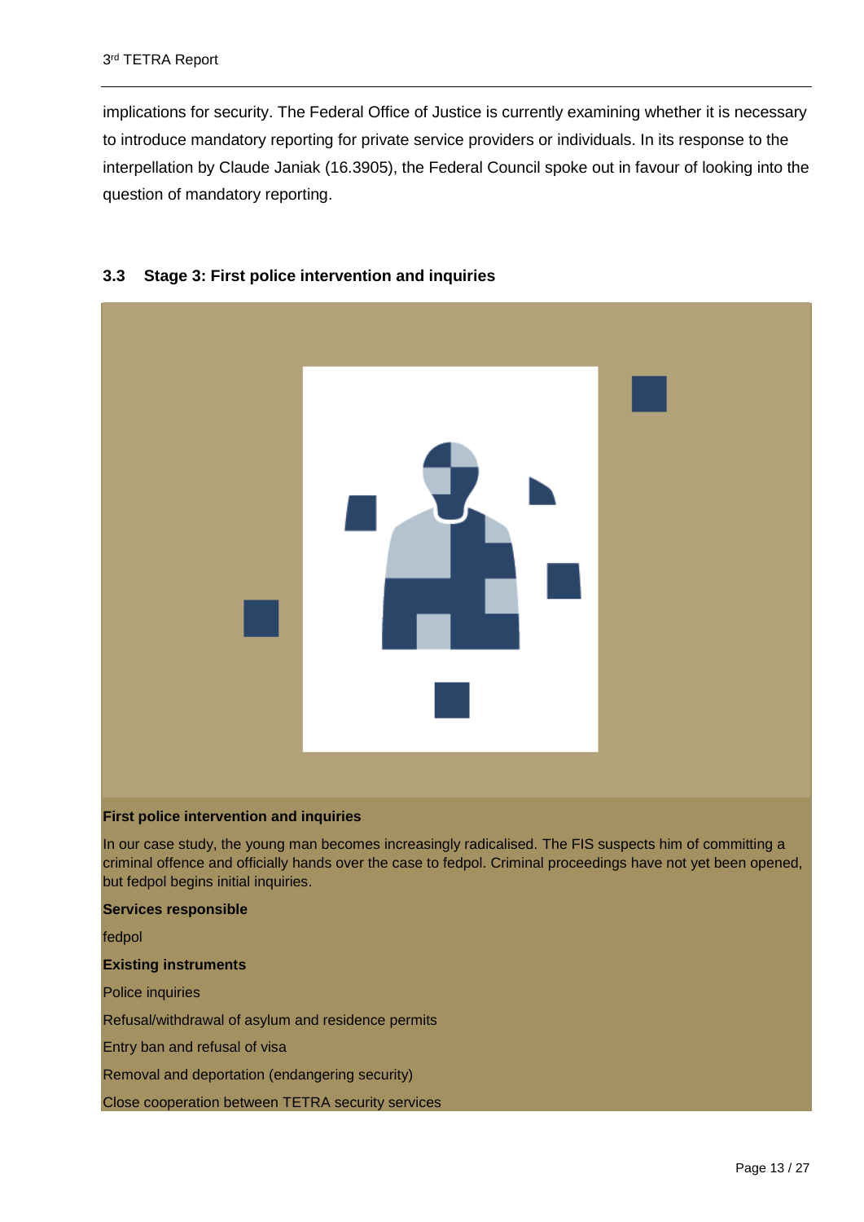implications for security. The Federal Office of Justice is currently examining whether it is necessary to introduce mandatory reporting for private service providers or individuals. In its response to the interpellation by Claude Janiak (16.3905), the Federal Council spoke out in favour of looking into the question of mandatory reporting.

### 3.3 Stage 3: First police intervention and inquiries

**First police intervention and inquiries**

In our case study, the young man becomes increasingly radicalised. The FIS suspects him of committing a criminal offence and officially hands over the case to fedpol. Criminal proceedings have not yet been opened, but fedpol begins initial inquiries.

**Services responsible**

fedpol

**Existing instruments**

Police inquiries

Refusal/withdrawal of asylum and residence permits

Entry ban and refusal of visa

Removal and deportation (endangering security)

Close cooperation between TETRA security services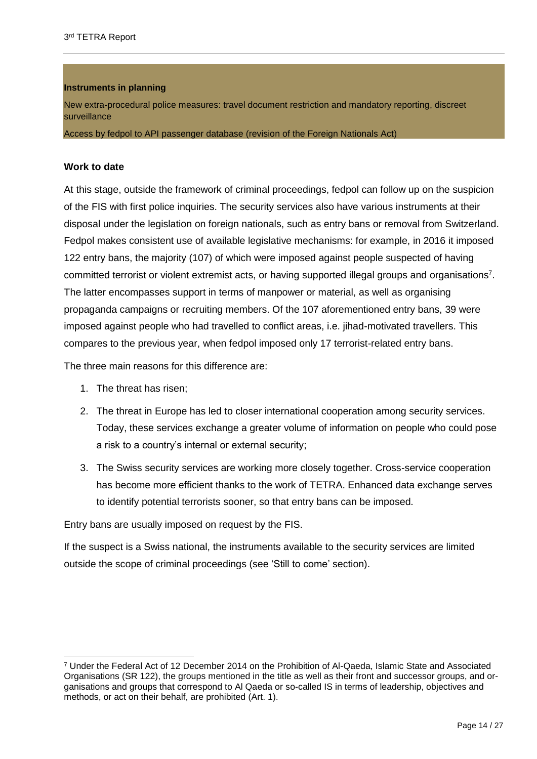**Instruments in planning**

New extra-procedural police measures: travel document restriction and mandatory reporting, discreet surveillance

Access by fedpol to API passenger database (revision of the Foreign Nationals Act)

**Work to date**

At this stage, outside the framework of criminal proceedings, fedpol can follow up on the suspicion of the FIS with first police inquiries. The security services also have various instruments at their disposal under the legislation on foreign nationals, such as entry bans or removal from Switzerland. Fedpol makes consistent use of available legislative mechanisms: for example, in 2016 it imposed 122 entry bans, the majority (107) of which were imposed against people suspected of having committed terrorist or violent extremist acts, or having supported illegal groups and organisations[7]. The latter encompasses support in terms of manpower or material, as well as organising propaganda campaigns or recruiting members. Of the 107 aforementioned entry bans, 39 were imposed against people who had travelled to conflict areas, i.e. jihad-motivated travellers. This compares to the previous year, when fedpol imposed only 17 terrorist-related entry bans.

The three main reasons for this difference are:

1. The threat has risen;
2. The threat in Europe has led to closer international cooperation among security services. Today, these services exchange a greater volume of information on people who could pose a risk to a country's internal or external security;
3. The Swiss security services are working more closely together. Cross-service cooperation has become more efficient thanks to the work of TETRA. Enhanced data exchange serves to identify potential terrorists sooner, so that entry bans can be imposed.

Entry bans are usually imposed on request by the FIS.

If the suspect is a Swiss national, the instruments available to the security services are limited outside the scope of criminal proceedings (see 'Still to come' section).

[7] Under the Federal Act of 12 December 2014 on the Prohibition of Al-Qaeda, Islamic State and Associated Organisations (SR 122), the groups mentioned in the title as well as their front and successor groups, and organisations and groups that correspond to Al Qaeda or so-called IS in terms of leadership, objectives and methods, or act on their behalf, are prohibited (Art. 1).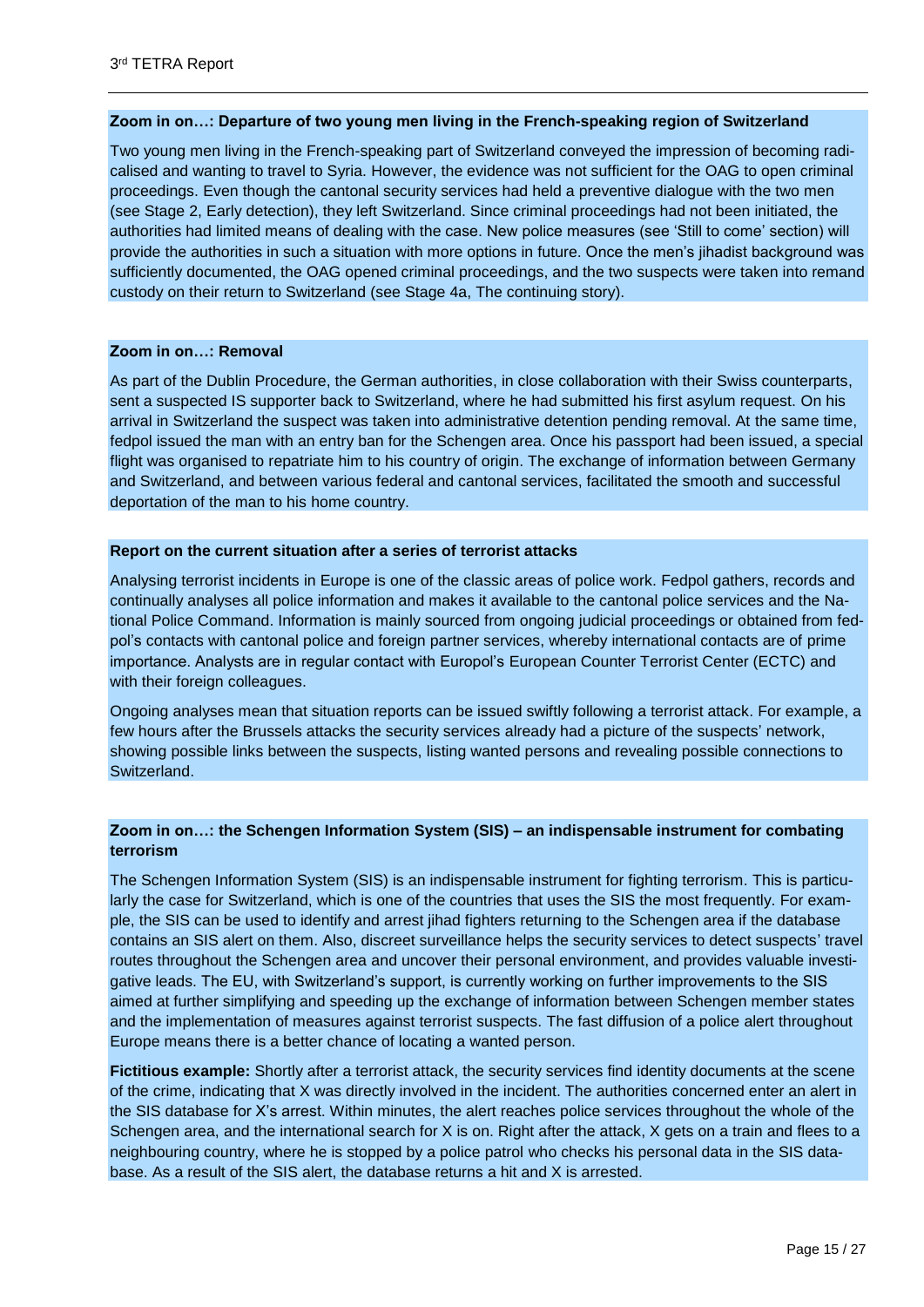**Zoom in on…: Departure of two young men living in the French-speaking region of Switzerland**

Two young men living in the French-speaking part of Switzerland conveyed the impression of becoming radicalised and wanting to travel to Syria. However, the evidence was not sufficient for the OAG to open criminal proceedings. Even though the cantonal security services had held a preventive dialogue with the two men (see Stage 2, Early detection), they left Switzerland. Since criminal proceedings had not been initiated, the authorities had limited means of dealing with the case. New police measures (see 'Still to come' section) will provide the authorities in such a situation with more options in future. Once the men's jihadist background was sufficiently documented, the OAG opened criminal proceedings, and the two suspects were taken into remand custody on their return to Switzerland (see Stage 4a, The continuing story).

**Zoom in on…: Removal**

As part of the Dublin Procedure, the German authorities, in close collaboration with their Swiss counterparts, sent a suspected IS supporter back to Switzerland, where he had submitted his first asylum request. On his arrival in Switzerland the suspect was taken into administrative detention pending removal. At the same time, fedpol issued the man with an entry ban for the Schengen area. Once his passport had been issued, a special flight was organised to repatriate him to his country of origin. The exchange of information between Germany and Switzerland, and between various federal and cantonal services, facilitated the smooth and successful deportation of the man to his home country.

**Report on the current situation after a series of terrorist attacks**

Analysing terrorist incidents in Europe is one of the classic areas of police work. Fedpol gathers, records and continually analyses all police information and makes it available to the cantonal police services and the National Police Command. Information is mainly sourced from ongoing judicial proceedings or obtained from fedpol's contacts with cantonal police and foreign partner services, whereby international contacts are of prime importance. Analysts are in regular contact with Europol's European Counter Terrorist Center (ECTC) and with their foreign colleagues.

Ongoing analyses mean that situation reports can be issued swiftly following a terrorist attack. For example, a few hours after the Brussels attacks the security services already had a picture of the suspects' network, showing possible links between the suspects, listing wanted persons and revealing possible connections to Switzerland.

**Zoom in on…: the Schengen Information System (SIS) – an indispensable instrument for combating terrorism**

The Schengen Information System (SIS) is an indispensable instrument for fighting terrorism. This is particularly the case for Switzerland, which is one of the countries that uses the SIS the most frequently. For example, the SIS can be used to identify and arrest jihad fighters returning to the Schengen area if the database contains an SIS alert on them. Also, discreet surveillance helps the security services to detect suspects' travel routes throughout the Schengen area and uncover their personal environment, and provides valuable investigative leads. The EU, with Switzerland's support, is currently working on further improvements to the SIS aimed at further simplifying and speeding up the exchange of information between Schengen member states and the implementation of measures against terrorist suspects. The fast diffusion of a police alert throughout Europe means there is a better chance of locating a wanted person.

**Fictitious example:** Shortly after a terrorist attack, the security services find identity documents at the scene of the crime, indicating that X was directly involved in the incident. The authorities concerned enter an alert in the SIS database for X's arrest. Within minutes, the alert reaches police services throughout the whole of the Schengen area, and the international search for X is on. Right after the attack, X gets on a train and flees to a neighbouring country, where he is stopped by a police patrol who checks his personal data in the SIS database. As a result of the SIS alert, the database returns a hit and X is arrested.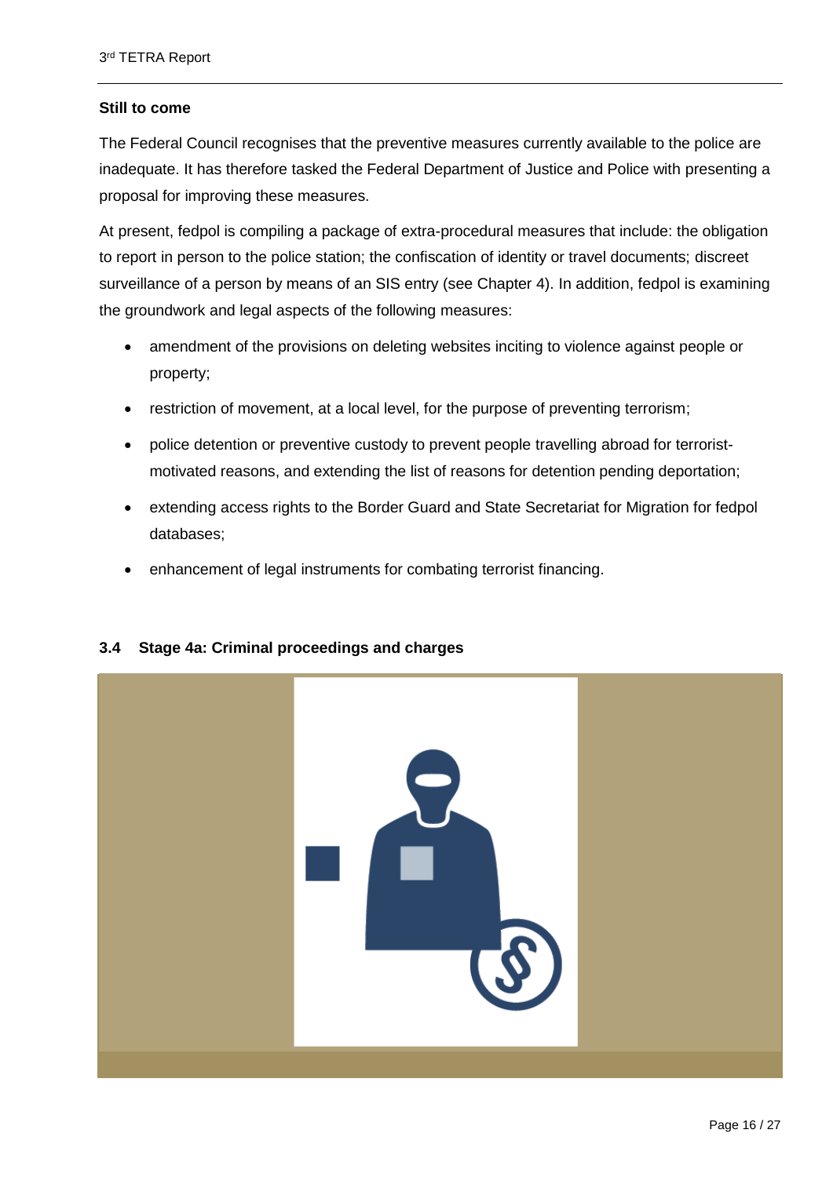**Still to come**

The Federal Council recognises that the preventive measures currently available to the police are inadequate. It has therefore tasked the Federal Department of Justice and Police with presenting a proposal for improving these measures.

At present, fedpol is compiling a package of extra-procedural measures that include: the obligation to report in person to the police station; the confiscation of identity or travel documents; discreet surveillance of a person by means of an SIS entry (see Chapter 4). In addition, fedpol is examining the groundwork and legal aspects of the following measures:

- amendment of the provisions on deleting websites inciting to violence against people or property;
- restriction of movement, at a local level, for the purpose of preventing terrorism;
- police detention or preventive custody to prevent people travelling abroad for terrorist-motivated reasons, and extending the list of reasons for detention pending deportation;
- extending access rights to the Border Guard and State Secretariat for Migration for fedpol databases;
- enhancement of legal instruments for combating terrorist financing.

## 3.4 Stage 4a: Criminal proceedings and charges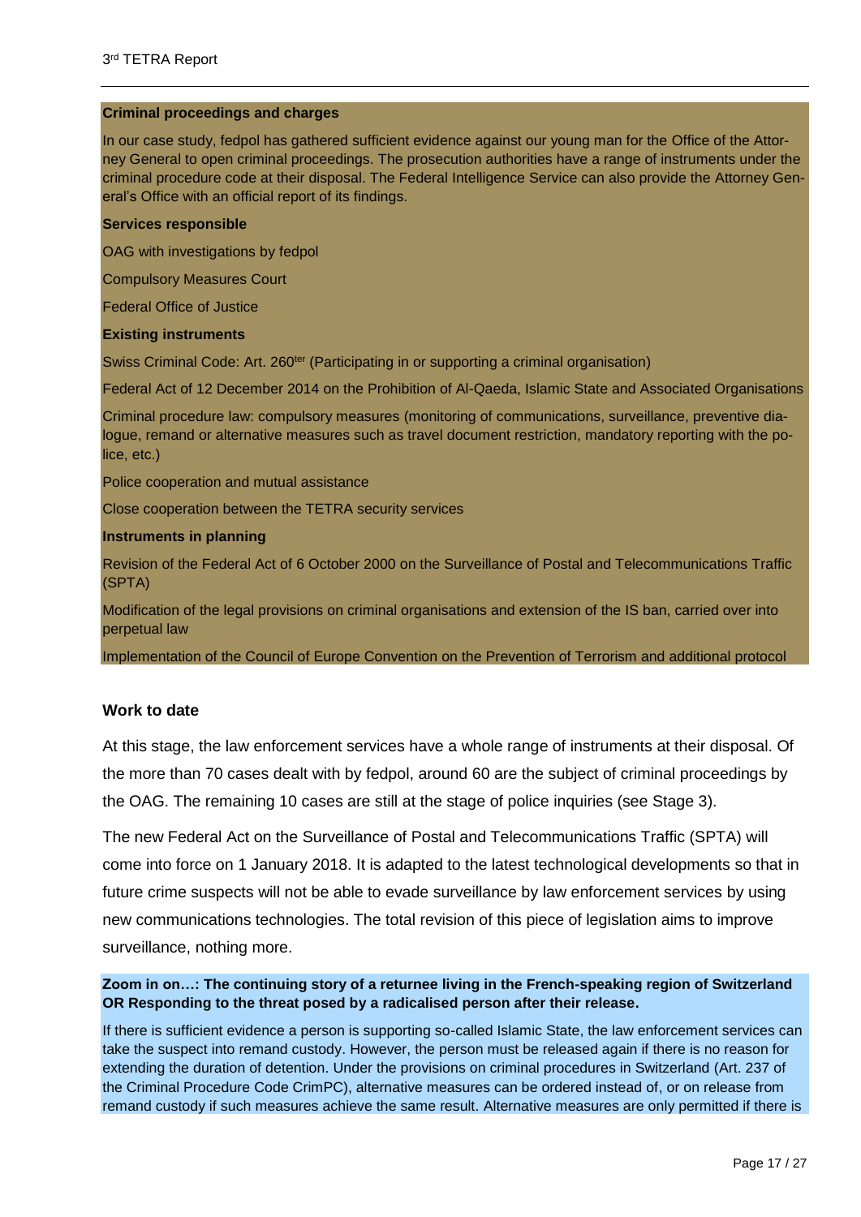**Criminal proceedings and charges**

In our case study, fedpol has gathered sufficient evidence against our young man for the Office of the Attorney General to open criminal proceedings. The prosecution authorities have a range of instruments under the criminal procedure code at their disposal. The Federal Intelligence Service can also provide the Attorney General's Office with an official report of its findings.

**Services responsible**

OAG with investigations by fedpol

Compulsory Measures Court

Federal Office of Justice

**Existing instruments**

Swiss Criminal Code: Art. 260ter (Participating in or supporting a criminal organisation)

Federal Act of 12 December 2014 on the Prohibition of Al-Qaeda, Islamic State and Associated Organisations

Criminal procedure law: compulsory measures (monitoring of communications, surveillance, preventive dialogue, remand or alternative measures such as travel document restriction, mandatory reporting with the police, etc.)

Police cooperation and mutual assistance

Close cooperation between the TETRA security services

**Instruments in planning**

Revision of the Federal Act of 6 October 2000 on the Surveillance of Postal and Telecommunications Traffic (SPTA)

Modification of the legal provisions on criminal organisations and extension of the IS ban, carried over into perpetual law

Implementation of the Council of Europe Convention on the Prevention of Terrorism and additional protocol

### Work to date

At this stage, the law enforcement services have a whole range of instruments at their disposal. Of the more than 70 cases dealt with by fedpol, around 60 are the subject of criminal proceedings by the OAG. The remaining 10 cases are still at the stage of police inquiries (see Stage 3).

The new Federal Act on the Surveillance of Postal and Telecommunications Traffic (SPTA) will come into force on 1 January 2018. It is adapted to the latest technological developments so that in future crime suspects will not be able to evade surveillance by law enforcement services by using new communications technologies. The total revision of this piece of legislation aims to improve surveillance, nothing more.

**Zoom in on…: The continuing story of a returnee living in the French-speaking region of Switzerland OR Responding to the threat posed by a radicalised person after their release.**

If there is sufficient evidence a person is supporting so-called Islamic State, the law enforcement services can take the suspect into remand custody. However, the person must be released again if there is no reason for extending the duration of detention. Under the provisions on criminal procedures in Switzerland (Art. 237 of the Criminal Procedure Code CrimPC), alternative measures can be ordered instead of, or on release from remand custody if such measures achieve the same result. Alternative measures are only permitted if there is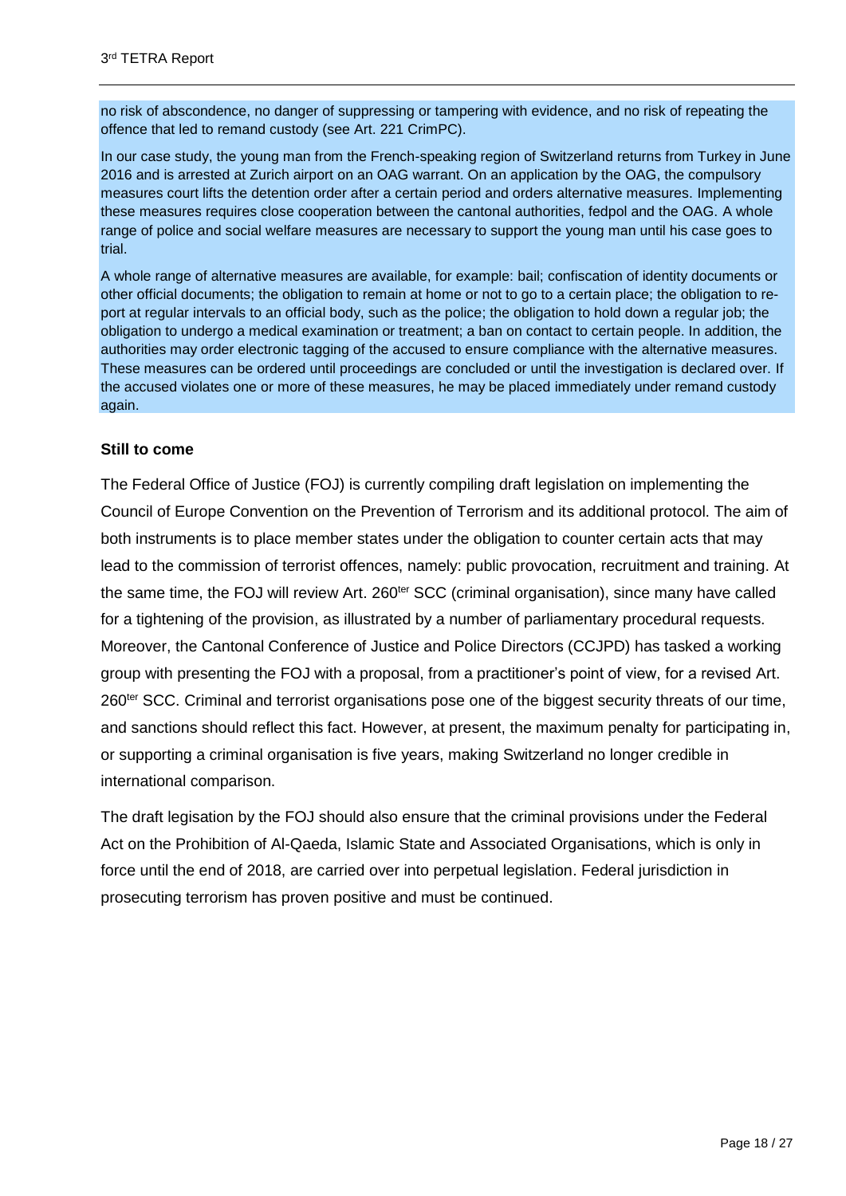no risk of abscondence, no danger of suppressing or tampering with evidence, and no risk of repeating the offence that led to remand custody (see Art. 221 CrimPC).

In our case study, the young man from the French-speaking region of Switzerland returns from Turkey in June 2016 and is arrested at Zurich airport on an OAG warrant. On an application by the OAG, the compulsory measures court lifts the detention order after a certain period and orders alternative measures. Implementing these measures requires close cooperation between the cantonal authorities, fedpol and the OAG. A whole range of police and social welfare measures are necessary to support the young man until his case goes to trial.

A whole range of alternative measures are available, for example: bail; confiscation of identity documents or other official documents; the obligation to remain at home or not to go to a certain place; the obligation to report at regular intervals to an official body, such as the police; the obligation to hold down a regular job; the obligation to undergo a medical examination or treatment; a ban on contact to certain people. In addition, the authorities may order electronic tagging of the accused to ensure compliance with the alternative measures. These measures can be ordered until proceedings are concluded or until the investigation is declared over. If the accused violates one or more of these measures, he may be placed immediately under remand custody again.

**Still to come**

The Federal Office of Justice (FOJ) is currently compiling draft legislation on implementing the Council of Europe Convention on the Prevention of Terrorism and its additional protocol. The aim of both instruments is to place member states under the obligation to counter certain acts that may lead to the commission of terrorist offences, namely: public provocation, recruitment and training. At the same time, the FOJ will review Art. 260ter SCC (criminal organisation), since many have called for a tightening of the provision, as illustrated by a number of parliamentary procedural requests. Moreover, the Cantonal Conference of Justice and Police Directors (CCJPD) has tasked a working group with presenting the FOJ with a proposal, from a practitioner's point of view, for a revised Art. 260ter SCC. Criminal and terrorist organisations pose one of the biggest security threats of our time, and sanctions should reflect this fact. However, at present, the maximum penalty for participating in, or supporting a criminal organisation is five years, making Switzerland no longer credible in international comparison.

The draft legisation by the FOJ should also ensure that the criminal provisions under the Federal Act on the Prohibition of Al-Qaeda, Islamic State and Associated Organisations, which is only in force until the end of 2018, are carried over into perpetual legislation. Federal jurisdiction in prosecuting terrorism has proven positive and must be continued.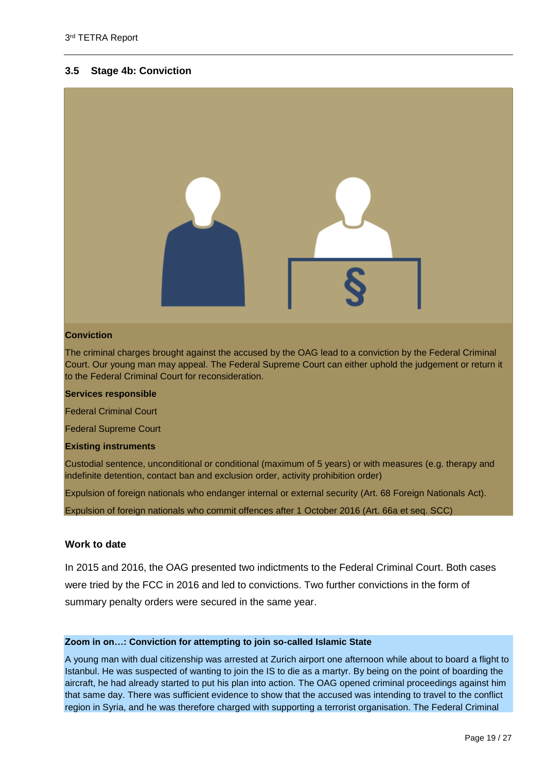## 3.5 Stage 4b: Conviction

**Conviction**

The criminal charges brought against the accused by the OAG lead to a conviction by the Federal Criminal Court. Our young man may appeal. The Federal Supreme Court can either uphold the judgement or return it to the Federal Criminal Court for reconsideration.

**Services responsible**

Federal Criminal Court

Federal Supreme Court

**Existing instruments**

Custodial sentence, unconditional or conditional (maximum of 5 years) or with measures (e.g. therapy and indefinite detention, contact ban and exclusion order, activity prohibition order)

Expulsion of foreign nationals who endanger internal or external security (Art. 68 Foreign Nationals Act).

Expulsion of foreign nationals who commit offences after 1 October 2016 (Art. 66a et seq. SCC)

### Work to date

In 2015 and 2016, the OAG presented two indictments to the Federal Criminal Court. Both cases were tried by the FCC in 2016 and led to convictions. Two further convictions in the form of summary penalty orders were secured in the same year.

**Zoom in on…: Conviction for attempting to join so-called Islamic State**

A young man with dual citizenship was arrested at Zurich airport one afternoon while about to board a flight to Istanbul. He was suspected of wanting to join the IS to die as a martyr. By being on the point of boarding the aircraft, he had already started to put his plan into action. The OAG opened criminal proceedings against him that same day. There was sufficient evidence to show that the accused was intending to travel to the conflict region in Syria, and he was therefore charged with supporting a terrorist organisation. The Federal Criminal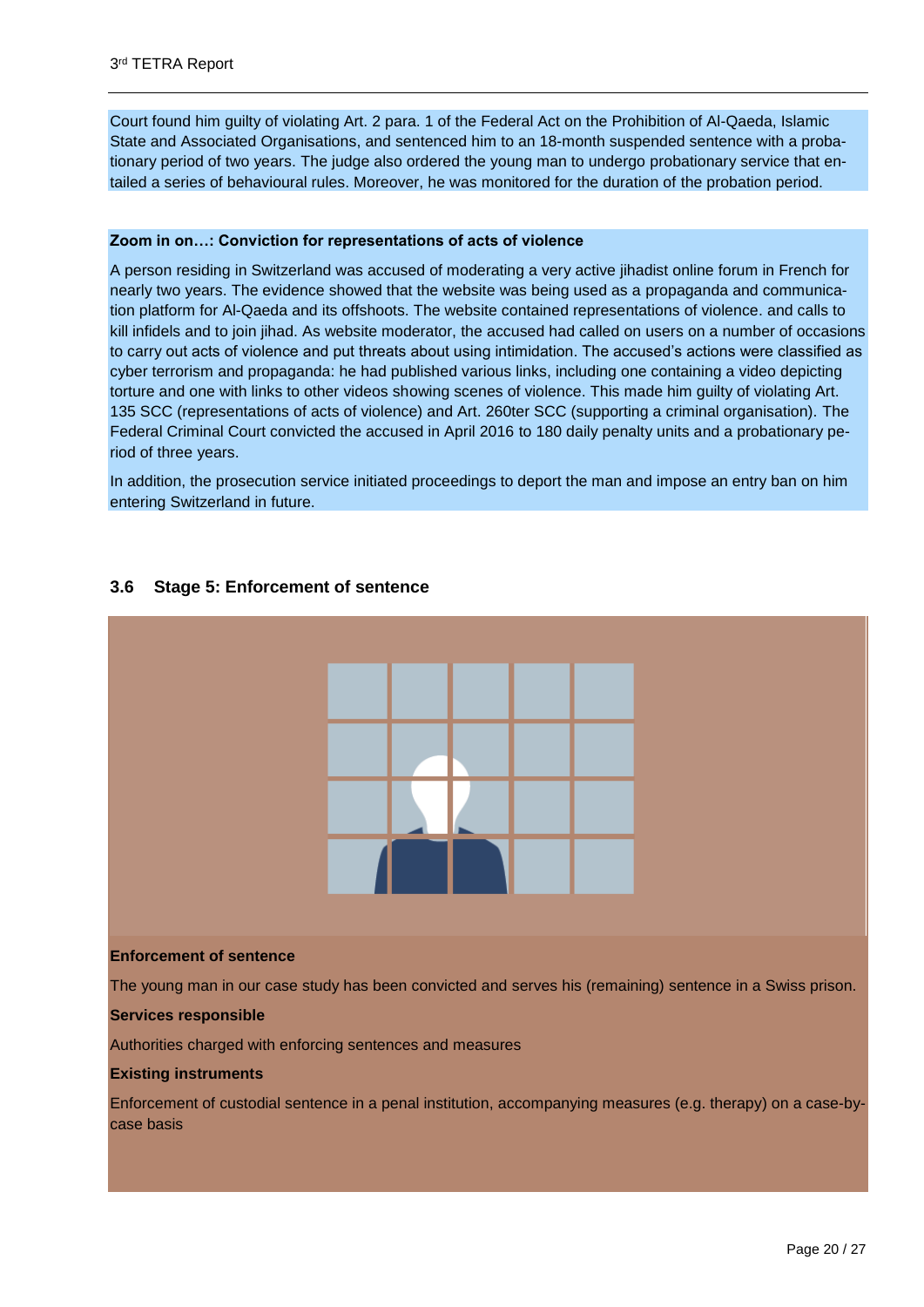Court found him guilty of violating Art. 2 para. 1 of the Federal Act on the Prohibition of Al-Qaeda, Islamic State and Associated Organisations, and sentenced him to an 18-month suspended sentence with a probationary period of two years. The judge also ordered the young man to undergo probationary service that entailed a series of behavioural rules. Moreover, he was monitored for the duration of the probation period.

**Zoom in on…: Conviction for representations of acts of violence**

A person residing in Switzerland was accused of moderating a very active jihadist online forum in French for nearly two years. The evidence showed that the website was being used as a propaganda and communication platform for Al-Qaeda and its offshoots. The website contained representations of violence. and calls to kill infidels and to join jihad. As website moderator, the accused had called on users on a number of occasions to carry out acts of violence and put threats about using intimidation. The accused's actions were classified as cyber terrorism and propaganda: he had published various links, including one containing a video depicting torture and one with links to other videos showing scenes of violence. This made him guilty of violating Art. 135 SCC (representations of acts of violence) and Art. 260ter SCC (supporting a criminal organisation). The Federal Criminal Court convicted the accused in April 2016 to 180 daily penalty units and a probationary period of three years.

In addition, the prosecution service initiated proceedings to deport the man and impose an entry ban on him entering Switzerland in future.

## 3.6 Stage 5: Enforcement of sentence

**Enforcement of sentence**

The young man in our case study has been convicted and serves his (remaining) sentence in a Swiss prison.

**Services responsible**

Authorities charged with enforcing sentences and measures

**Existing instruments**

Enforcement of custodial sentence in a penal institution, accompanying measures (e.g. therapy) on a case-by-case basis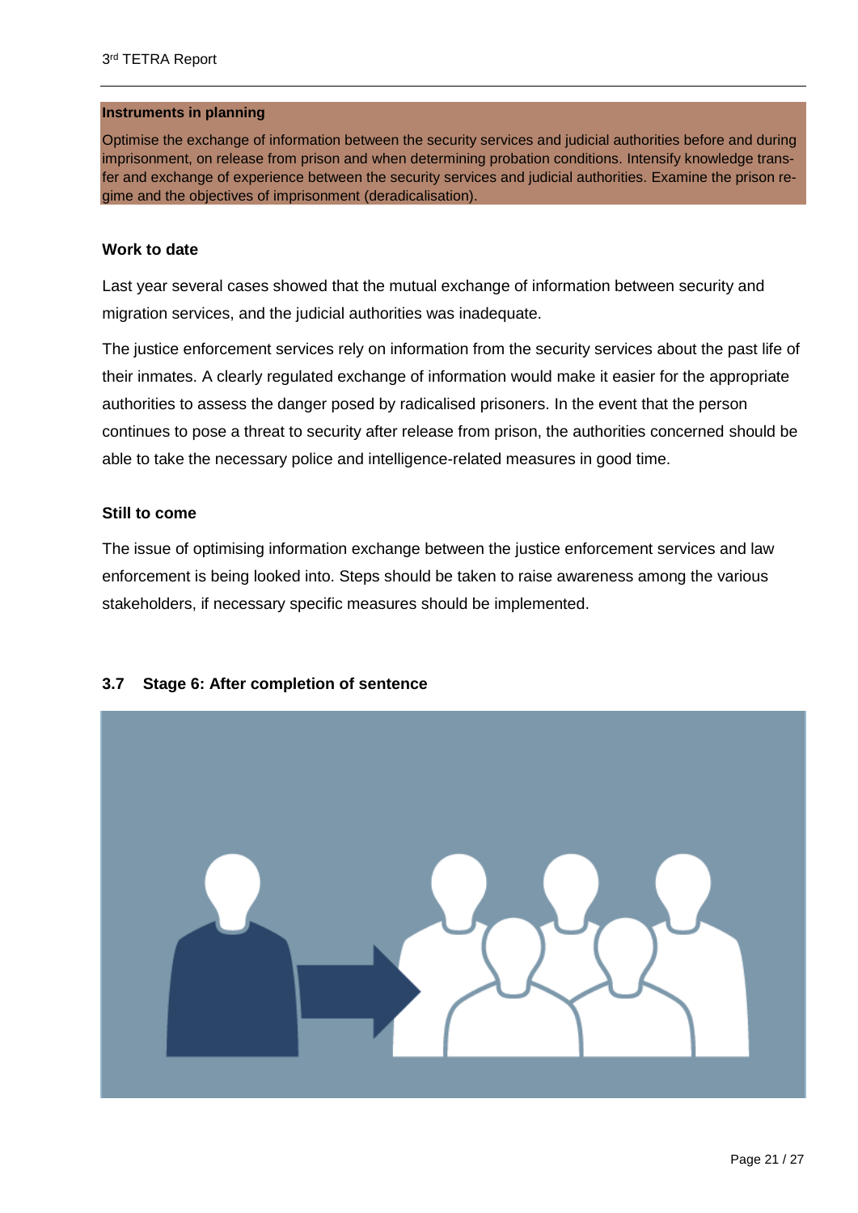**Instruments in planning**

Optimise the exchange of information between the security services and judicial authorities before and during imprisonment, on release from prison and when determining probation conditions. Intensify knowledge transfer and exchange of experience between the security services and judicial authorities. Examine the prison regime and the objectives of imprisonment (deradicalisation).

**Work to date**

Last year several cases showed that the mutual exchange of information between security and migration services, and the judicial authorities was inadequate.

The justice enforcement services rely on information from the security services about the past life of their inmates. A clearly regulated exchange of information would make it easier for the appropriate authorities to assess the danger posed by radicalised prisoners. In the event that the person continues to pose a threat to security after release from prison, the authorities concerned should be able to take the necessary police and intelligence-related measures in good time.

**Still to come**

The issue of optimising information exchange between the justice enforcement services and law enforcement is being looked into. Steps should be taken to raise awareness among the various stakeholders, if necessary specific measures should be implemented.

### 3.7 Stage 6: After completion of sentence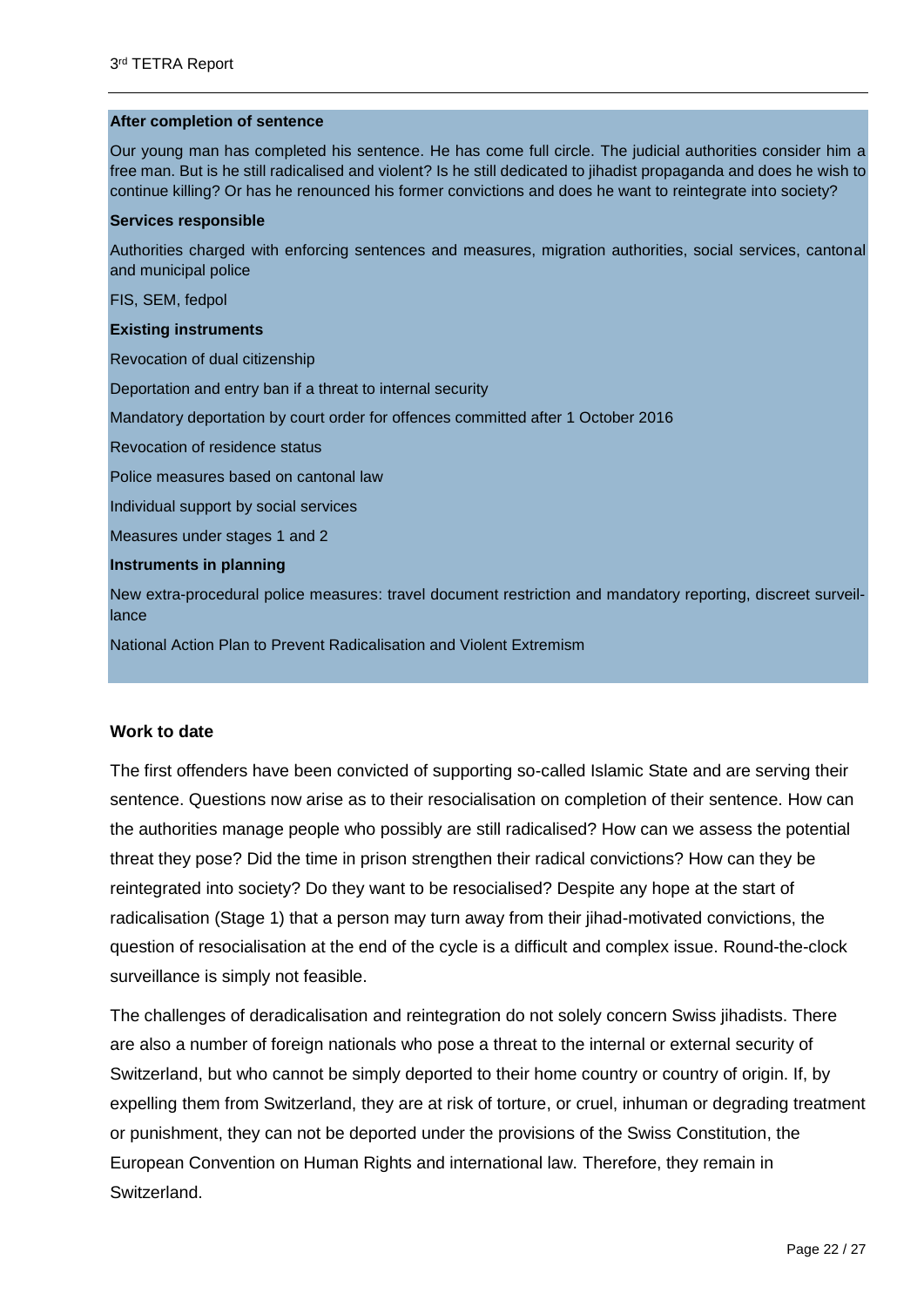**After completion of sentence**

Our young man has completed his sentence. He has come full circle. The judicial authorities consider him a free man. But is he still radicalised and violent? Is he still dedicated to jihadist propaganda and does he wish to continue killing? Or has he renounced his former convictions and does he want to reintegrate into society?

**Services responsible**

Authorities charged with enforcing sentences and measures, migration authorities, social services, cantonal and municipal police

FIS, SEM, fedpol

**Existing instruments**

Revocation of dual citizenship

Deportation and entry ban if a threat to internal security

Mandatory deportation by court order for offences committed after 1 October 2016

Revocation of residence status

Police measures based on cantonal law

Individual support by social services

Measures under stages 1 and 2

**Instruments in planning**

New extra-procedural police measures: travel document restriction and mandatory reporting, discreet surveillance

National Action Plan to Prevent Radicalisation and Violent Extremism

**Work to date**

The first offenders have been convicted of supporting so-called Islamic State and are serving their sentence. Questions now arise as to their resocialisation on completion of their sentence. How can the authorities manage people who possibly are still radicalised? How can we assess the potential threat they pose? Did the time in prison strengthen their radical convictions? How can they be reintegrated into society? Do they want to be resocialised? Despite any hope at the start of radicalisation (Stage 1) that a person may turn away from their jihad-motivated convictions, the question of resocialisation at the end of the cycle is a difficult and complex issue. Round-the-clock surveillance is simply not feasible.

The challenges of deradicalisation and reintegration do not solely concern Swiss jihadists. There are also a number of foreign nationals who pose a threat to the internal or external security of Switzerland, but who cannot be simply deported to their home country or country of origin. If, by expelling them from Switzerland, they are at risk of torture, or cruel, inhuman or degrading treatment or punishment, they can not be deported under the provisions of the Swiss Constitution, the European Convention on Human Rights and international law. Therefore, they remain in Switzerland.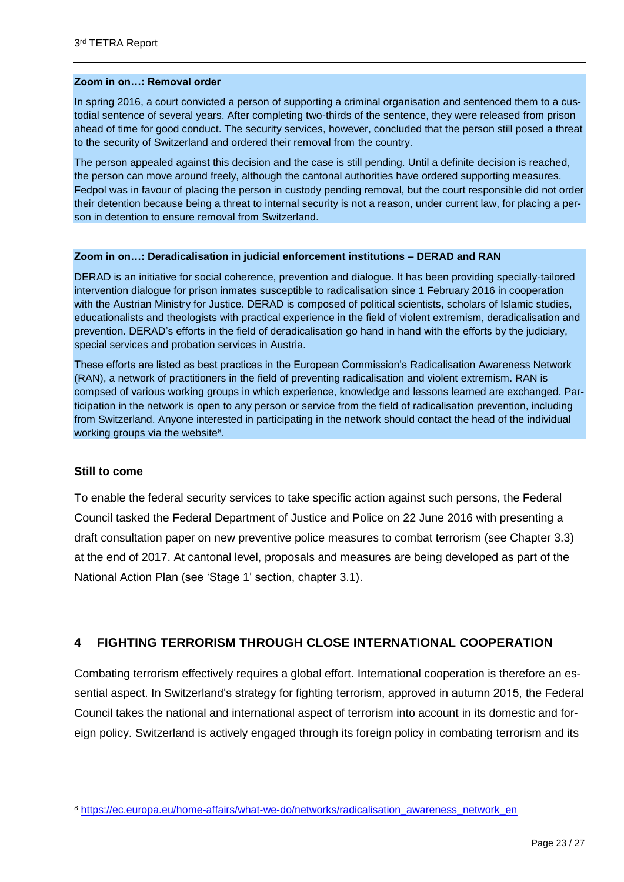**Zoom in on…: Removal order**

In spring 2016, a court convicted a person of supporting a criminal organisation and sentenced them to a custodial sentence of several years. After completing two-thirds of the sentence, they were released from prison ahead of time for good conduct. The security services, however, concluded that the person still posed a threat to the security of Switzerland and ordered their removal from the country.

The person appealed against this decision and the case is still pending. Until a definite decision is reached, the person can move around freely, although the cantonal authorities have ordered supporting measures. Fedpol was in favour of placing the person in custody pending removal, but the court responsible did not order their detention because being a threat to internal security is not a reason, under current law, for placing a person in detention to ensure removal from Switzerland.

**Zoom in on…: Deradicalisation in judicial enforcement institutions – DERAD and RAN**

DERAD is an initiative for social coherence, prevention and dialogue. It has been providing specially-tailored intervention dialogue for prison inmates susceptible to radicalisation since 1 February 2016 in cooperation with the Austrian Ministry for Justice. DERAD is composed of political scientists, scholars of Islamic studies, educationalists and theologists with practical experience in the field of violent extremism, deradicalisation and prevention. DERAD's efforts in the field of deradicalisation go hand in hand with the efforts by the judiciary, special services and probation services in Austria.

These efforts are listed as best practices in the European Commission's Radicalisation Awareness Network (RAN), a network of practitioners in the field of preventing radicalisation and violent extremism. RAN is compsed of various working groups in which experience, knowledge and lessons learned are exchanged. Participation in the network is open to any person or service from the field of radicalisation prevention, including from Switzerland. Anyone interested in participating in the network should contact the head of the individual working groups via the website[8].

**Still to come**

To enable the federal security services to take specific action against such persons, the Federal Council tasked the Federal Department of Justice and Police on 22 June 2016 with presenting a draft consultation paper on new preventive police measures to combat terrorism (see Chapter 3.3) at the end of 2017. At cantonal level, proposals and measures are being developed as part of the National Action Plan (see 'Stage 1' section, chapter 3.1).

## 4 FIGHTING TERRORISM THROUGH CLOSE INTERNATIONAL COOPERATION

Combating terrorism effectively requires a global effort. International cooperation is therefore an essential aspect. In Switzerland's strategy for fighting terrorism, approved in autumn 2015, the Federal Council takes the national and international aspect of terrorism into account in its domestic and foreign policy. Switzerland is actively engaged through its foreign policy in combating terrorism and its

[8] https://ec.europa.eu/home-affairs/what-we-do/networks/radicalisation_awareness_network_en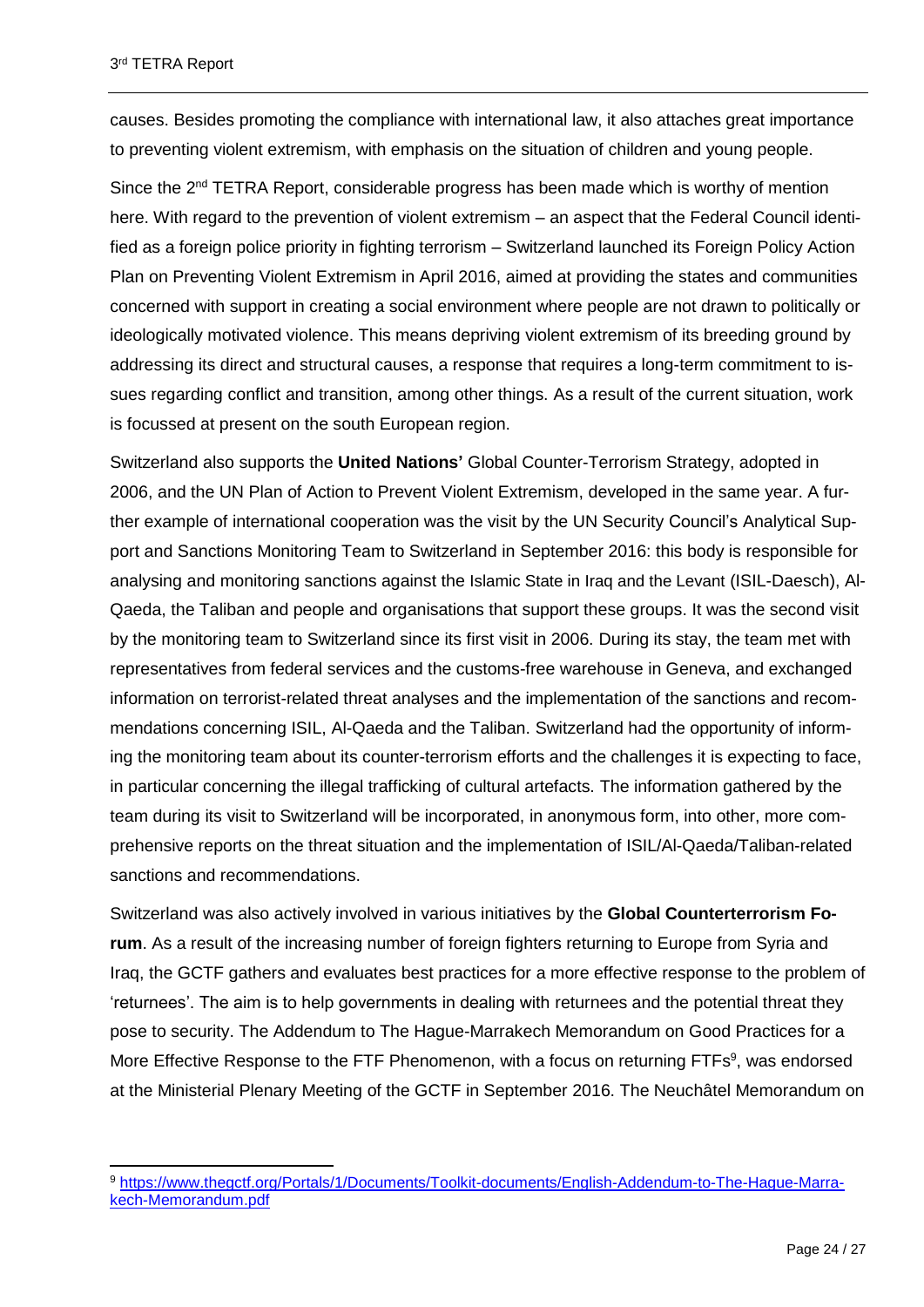causes. Besides promoting the compliance with international law, it also attaches great importance to preventing violent extremism, with emphasis on the situation of children and young people.

Since the 2nd TETRA Report, considerable progress has been made which is worthy of mention here. With regard to the prevention of violent extremism – an aspect that the Federal Council identified as a foreign police priority in fighting terrorism – Switzerland launched its Foreign Policy Action Plan on Preventing Violent Extremism in April 2016, aimed at providing the states and communities concerned with support in creating a social environment where people are not drawn to politically or ideologically motivated violence. This means depriving violent extremism of its breeding ground by addressing its direct and structural causes, a response that requires a long-term commitment to issues regarding conflict and transition, among other things. As a result of the current situation, work is focussed at present on the south European region.

Switzerland also supports the **United Nations'** Global Counter-Terrorism Strategy, adopted in 2006, and the UN Plan of Action to Prevent Violent Extremism, developed in the same year. A further example of international cooperation was the visit by the UN Security Council's Analytical Support and Sanctions Monitoring Team to Switzerland in September 2016: this body is responsible for analysing and monitoring sanctions against the Islamic State in Iraq and the Levant (ISIL-Daesch), Al-Qaeda, the Taliban and people and organisations that support these groups. It was the second visit by the monitoring team to Switzerland since its first visit in 2006. During its stay, the team met with representatives from federal services and the customs-free warehouse in Geneva, and exchanged information on terrorist-related threat analyses and the implementation of the sanctions and recommendations concerning ISIL, Al-Qaeda and the Taliban. Switzerland had the opportunity of informing the monitoring team about its counter-terrorism efforts and the challenges it is expecting to face, in particular concerning the illegal trafficking of cultural artefacts. The information gathered by the team during its visit to Switzerland will be incorporated, in anonymous form, into other, more comprehensive reports on the threat situation and the implementation of ISIL/Al-Qaeda/Taliban-related sanctions and recommendations.

Switzerland was also actively involved in various initiatives by the **Global Counterterrorism Forum**. As a result of the increasing number of foreign fighters returning to Europe from Syria and Iraq, the GCTF gathers and evaluates best practices for a more effective response to the problem of 'returnees'. The aim is to help governments in dealing with returnees and the potential threat they pose to security. The Addendum to The Hague-Marrakech Memorandum on Good Practices for a More Effective Response to the FTF Phenomenon, with a focus on returning FTFs[9], was endorsed at the Ministerial Plenary Meeting of the GCTF in September 2016. The Neuchâtel Memorandum on

---

[9] https://www.thegctf.org/Portals/1/Documents/Toolkit-documents/English-Addendum-to-The-Hague-Marrakech-Memorandum.pdf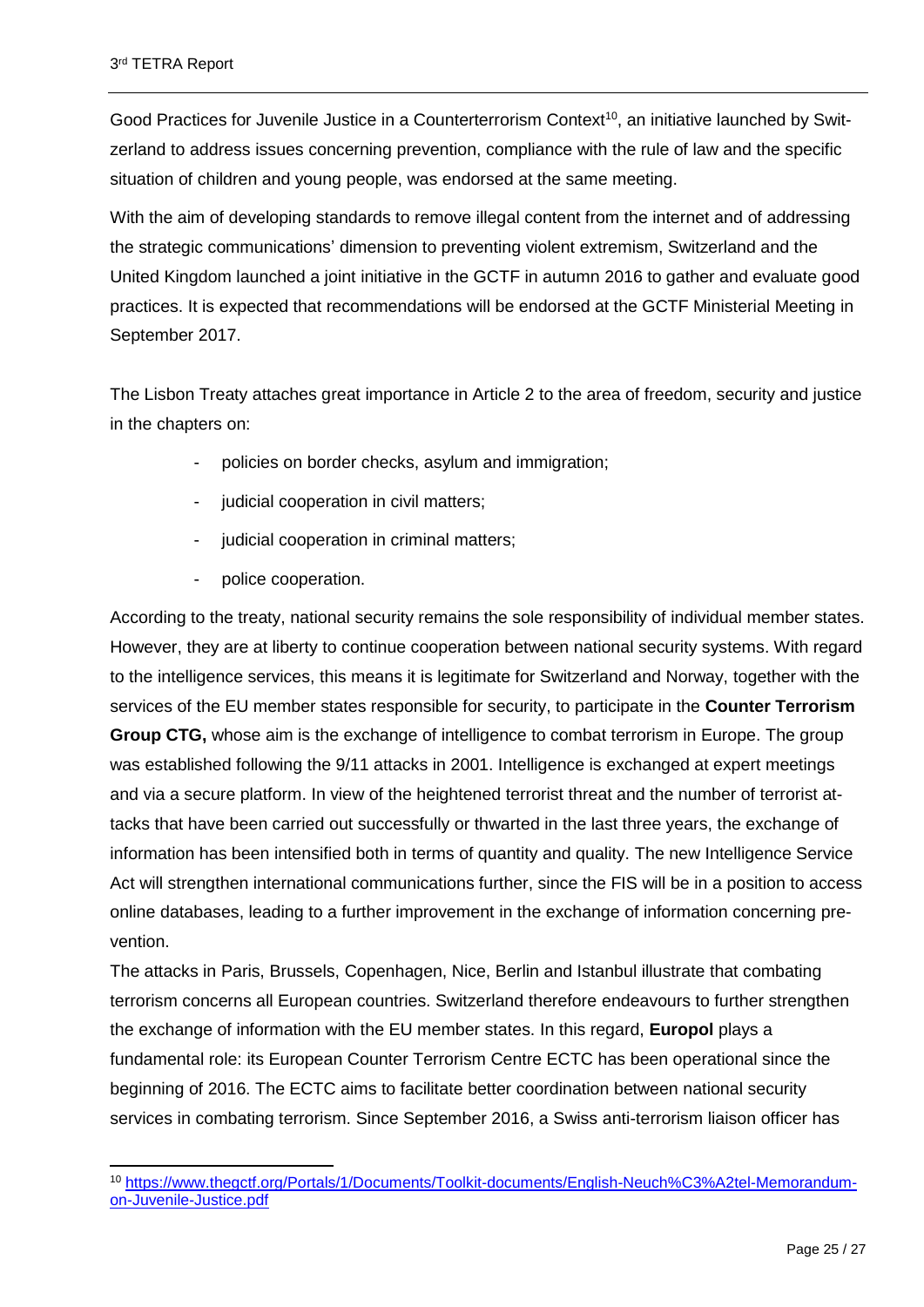Good Practices for Juvenile Justice in a Counterterrorism Context[10], an initiative launched by Switzerland to address issues concerning prevention, compliance with the rule of law and the specific situation of children and young people, was endorsed at the same meeting.

With the aim of developing standards to remove illegal content from the internet and of addressing the strategic communications' dimension to preventing violent extremism, Switzerland and the United Kingdom launched a joint initiative in the GCTF in autumn 2016 to gather and evaluate good practices. It is expected that recommendations will be endorsed at the GCTF Ministerial Meeting in September 2017.

The Lisbon Treaty attaches great importance in Article 2 to the area of freedom, security and justice in the chapters on:

- policies on border checks, asylum and immigration;
- judicial cooperation in civil matters;
- judicial cooperation in criminal matters;
- police cooperation.

According to the treaty, national security remains the sole responsibility of individual member states. However, they are at liberty to continue cooperation between national security systems. With regard to the intelligence services, this means it is legitimate for Switzerland and Norway, together with the services of the EU member states responsible for security, to participate in the **Counter Terrorism Group CTG,** whose aim is the exchange of intelligence to combat terrorism in Europe. The group was established following the 9/11 attacks in 2001. Intelligence is exchanged at expert meetings and via a secure platform. In view of the heightened terrorist threat and the number of terrorist attacks that have been carried out successfully or thwarted in the last three years, the exchange of information has been intensified both in terms of quantity and quality. The new Intelligence Service Act will strengthen international communications further, since the FIS will be in a position to access online databases, leading to a further improvement in the exchange of information concerning prevention.

The attacks in Paris, Brussels, Copenhagen, Nice, Berlin and Istanbul illustrate that combating terrorism concerns all European countries. Switzerland therefore endeavours to further strengthen the exchange of information with the EU member states. In this regard, **Europol** plays a fundamental role: its European Counter Terrorism Centre ECTC has been operational since the beginning of 2016. The ECTC aims to facilitate better coordination between national security services in combating terrorism. Since September 2016, a Swiss anti-terrorism liaison officer has

[10] https://www.thegctf.org/Portals/1/Documents/Toolkit-documents/English-Neuch%C3%A2tel-Memorandum-on-Juvenile-Justice.pdf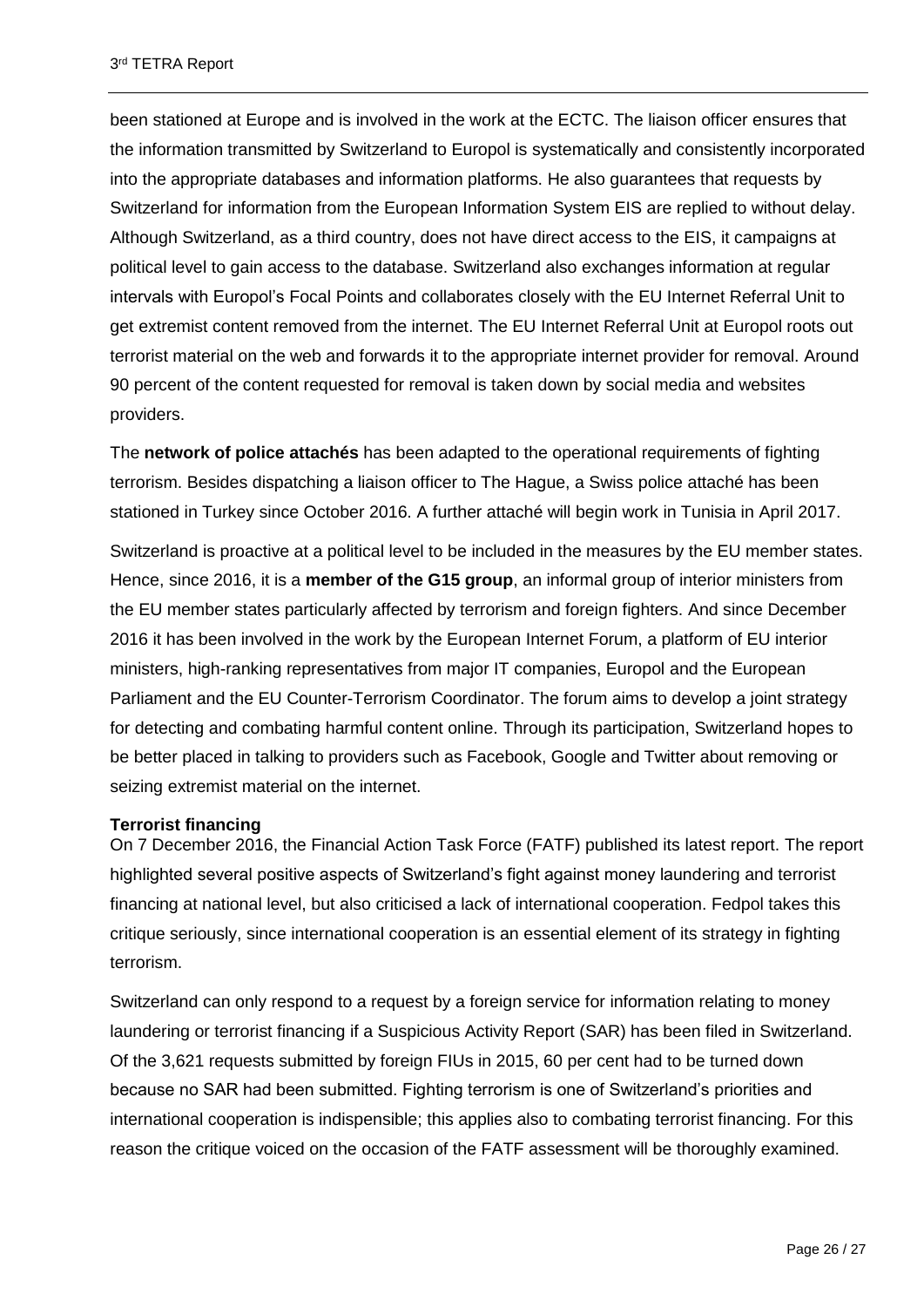been stationed at Europe and is involved in the work at the ECTC. The liaison officer ensures that the information transmitted by Switzerland to Europol is systematically and consistently incorporated into the appropriate databases and information platforms. He also guarantees that requests by Switzerland for information from the European Information System EIS are replied to without delay. Although Switzerland, as a third country, does not have direct access to the EIS, it campaigns at political level to gain access to the database. Switzerland also exchanges information at regular intervals with Europol's Focal Points and collaborates closely with the EU Internet Referral Unit to get extremist content removed from the internet. The EU Internet Referral Unit at Europol roots out terrorist material on the web and forwards it to the appropriate internet provider for removal. Around 90 percent of the content requested for removal is taken down by social media and websites providers.

The **network of police attachés** has been adapted to the operational requirements of fighting terrorism. Besides dispatching a liaison officer to The Hague, a Swiss police attaché has been stationed in Turkey since October 2016. A further attaché will begin work in Tunisia in April 2017.

Switzerland is proactive at a political level to be included in the measures by the EU member states. Hence, since 2016, it is a **member of the G15 group**, an informal group of interior ministers from the EU member states particularly affected by terrorism and foreign fighters. And since December 2016 it has been involved in the work by the European Internet Forum, a platform of EU interior ministers, high-ranking representatives from major IT companies, Europol and the European Parliament and the EU Counter-Terrorism Coordinator. The forum aims to develop a joint strategy for detecting and combating harmful content online. Through its participation, Switzerland hopes to be better placed in talking to providers such as Facebook, Google and Twitter about removing or seizing extremist material on the internet.

**Terrorist financing**

On 7 December 2016, the Financial Action Task Force (FATF) published its latest report. The report highlighted several positive aspects of Switzerland's fight against money laundering and terrorist financing at national level, but also criticised a lack of international cooperation. Fedpol takes this critique seriously, since international cooperation is an essential element of its strategy in fighting terrorism.

Switzerland can only respond to a request by a foreign service for information relating to money laundering or terrorist financing if a Suspicious Activity Report (SAR) has been filed in Switzerland. Of the 3,621 requests submitted by foreign FIUs in 2015, 60 per cent had to be turned down because no SAR had been submitted. Fighting terrorism is one of Switzerland's priorities and international cooperation is indispensible; this applies also to combating terrorist financing. For this reason the critique voiced on the occasion of the FATF assessment will be thoroughly examined.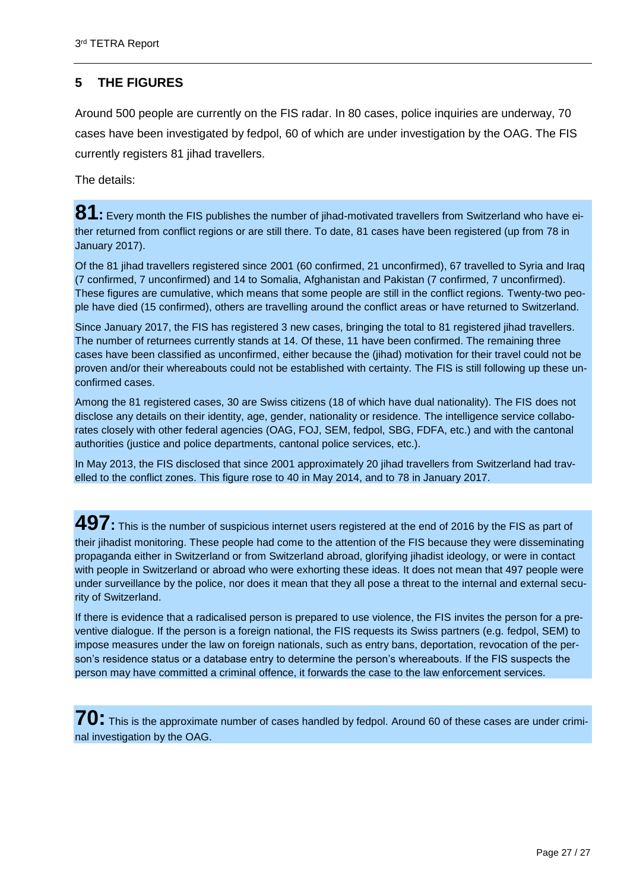## 5 THE FIGURES

Around 500 people are currently on the FIS radar. In 80 cases, police inquiries are underway, 70 cases have been investigated by fedpol, 60 of which are under investigation by the OAG. The FIS currently registers 81 jihad travellers.

The details:

**81:** Every month the FIS publishes the number of jihad-motivated travellers from Switzerland who have either returned from conflict regions or are still there. To date, 81 cases have been registered (up from 78 in January 2017).

Of the 81 jihad travellers registered since 2001 (60 confirmed, 21 unconfirmed), 67 travelled to Syria and Iraq (7 confirmed, 7 unconfirmed) and 14 to Somalia, Afghanistan and Pakistan (7 confirmed, 7 unconfirmed). These figures are cumulative, which means that some people are still in the conflict regions. Twenty-two people have died (15 confirmed), others are travelling around the conflict areas or have returned to Switzerland.

Since January 2017, the FIS has registered 3 new cases, bringing the total to 81 registered jihad travellers. The number of returnees currently stands at 14. Of these, 11 have been confirmed. The remaining three cases have been classified as unconfirmed, either because the (jihad) motivation for their travel could not be proven and/or their whereabouts could not be established with certainty. The FIS is still following up these unconfirmed cases.

Among the 81 registered cases, 30 are Swiss citizens (18 of which have dual nationality). The FIS does not disclose any details on their identity, age, gender, nationality or residence. The intelligence service collaborates closely with other federal agencies (OAG, FOJ, SEM, fedpol, SBG, FDFA, etc.) and with the cantonal authorities (justice and police departments, cantonal police services, etc.).

In May 2013, the FIS disclosed that since 2001 approximately 20 jihad travellers from Switzerland had travelled to the conflict zones. This figure rose to 40 in May 2014, and to 78 in January 2017.

**497:** This is the number of suspicious internet users registered at the end of 2016 by the FIS as part of their jihadist monitoring. These people had come to the attention of the FIS because they were disseminating propaganda either in Switzerland or from Switzerland abroad, glorifying jihadist ideology, or were in contact with people in Switzerland or abroad who were exhorting these ideas. It does not mean that 497 people were under surveillance by the police, nor does it mean that they all pose a threat to the internal and external security of Switzerland.

If there is evidence that a radicalised person is prepared to use violence, the FIS invites the person for a preventive dialogue. If the person is a foreign national, the FIS requests its Swiss partners (e.g. fedpol, SEM) to impose measures under the law on foreign nationals, such as entry bans, deportation, revocation of the person's residence status or a database entry to determine the person's whereabouts. If the FIS suspects the person may have committed a criminal offence, it forwards the case to the law enforcement services.

**70:** This is the approximate number of cases handled by fedpol. Around 60 of these cases are under criminal investigation by the OAG.